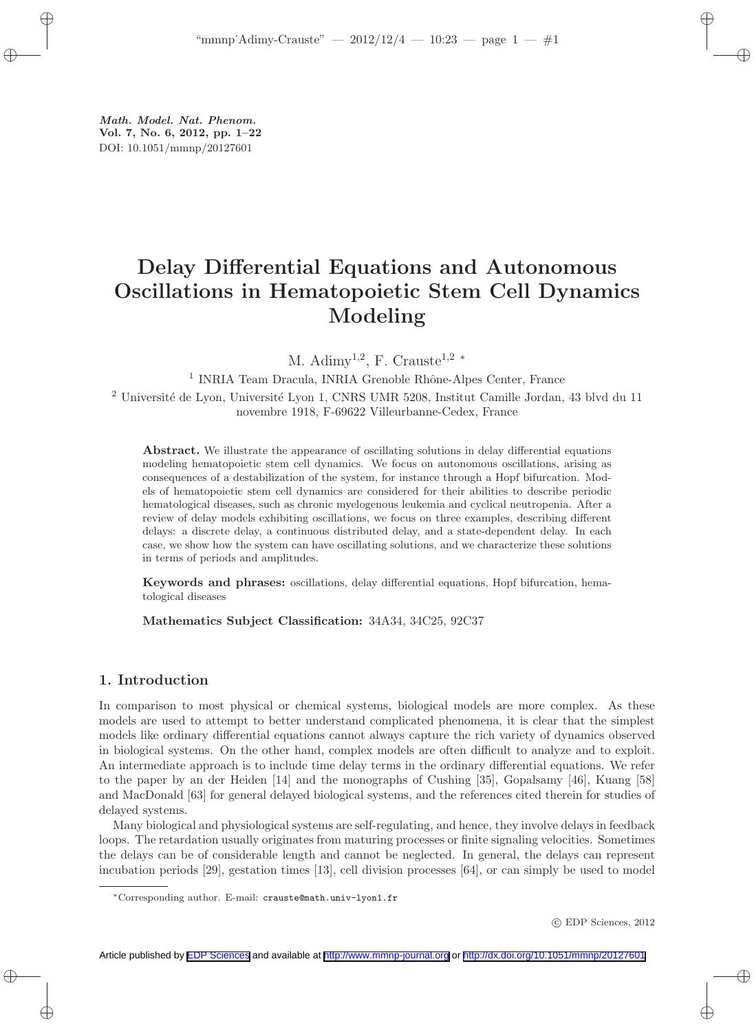*Math. Model. Nat. Phenom.*
**Vol. 7, No. 6, 2012, pp. 1–22**
DOI: 10.1051/mmnp/20127601

# Delay Differential Equations and Autonomous Oscillations in Hematopoietic Stem Cell Dynamics Modeling

M. Adimy[1,2], F. Crauste[1,2] *

[1] INRIA Team Dracula, INRIA Grenoble Rhône-Alpes Center, France

[2] Université de Lyon, Université Lyon 1, CNRS UMR 5208, Institut Camille Jordan, 43 blvd du 11 novembre 1918, F-69622 Villeurbanne-Cedex, France

**Abstract.** We illustrate the appearance of oscillating solutions in delay differential equations modeling hematopoietic stem cell dynamics. We focus on autonomous oscillations, arising as consequences of a destabilization of the system, for instance through a Hopf bifurcation. Models of hematopoietic stem cell dynamics are considered for their abilities to describe periodic hematological diseases, such as chronic myelogenous leukemia and cyclical neutropenia. After a review of delay models exhibiting oscillations, we focus on three examples, describing different delays: a discrete delay, a continuous distributed delay, and a state-dependent delay. In each case, we show how the system can have oscillating solutions, and we characterize these solutions in terms of periods and amplitudes.

**Keywords and phrases:** oscillations, delay differential equations, Hopf bifurcation, hematological diseases

**Mathematics Subject Classification:** 34A34, 34C25, 92C37

## 1. Introduction

In comparison to most physical or chemical systems, biological models are more complex. As these models are used to attempt to better understand complicated phenomena, it is clear that the simplest models like ordinary differential equations cannot always capture the rich variety of dynamics observed in biological systems. On the other hand, complex models are often difficult to analyze and to exploit. An intermediate approach is to include time delay terms in the ordinary differential equations. We refer to the paper by an der Heiden [14] and the monographs of Cushing [35], Gopalsamy [46], Kuang [58] and MacDonald [63] for general delayed biological systems, and the references cited therein for studies of delayed systems.

Many biological and physiological systems are self-regulating, and hence, they involve delays in feedback loops. The retardation usually originates from maturing processes or finite signaling velocities. Sometimes the delays can be of considerable length and cannot be neglected. In general, the delays can represent incubation periods [29], gestation times [13], cell division processes [64], or can simply be used to model

*Corresponding author. E-mail: crauste@math.univ-lyon1.fr

© EDP Sciences, 2012

Article published by EDP Sciences and available at http://www.mmnp-journal.org or http://dx.doi.org/10.1051/mmnp/20127601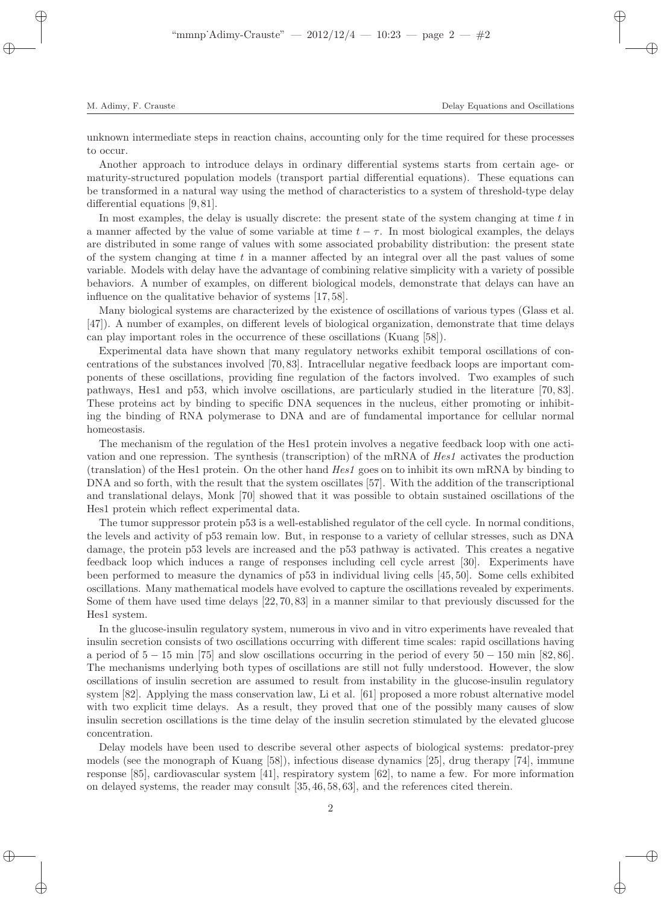unknown intermediate steps in reaction chains, accounting only for the time required for these processes to occur.

Another approach to introduce delays in ordinary differential systems starts from certain age- or maturity-structured population models (transport partial differential equations). These equations can be transformed in a natural way using the method of characteristics to a system of threshold-type delay differential equations [9, 81].

In most examples, the delay is usually discrete: the present state of the system changing at time $t$ in a manner affected by the value of some variable at time $t - \tau$. In most biological examples, the delays are distributed in some range of values with some associated probability distribution: the present state of the system changing at time $t$ in a manner affected by an integral over all the past values of some variable. Models with delay have the advantage of combining relative simplicity with a variety of possible behaviors. A number of examples, on different biological models, demonstrate that delays can have an influence on the qualitative behavior of systems [17, 58].

Many biological systems are characterized by the existence of oscillations of various types (Glass et al. [47]). A number of examples, on different levels of biological organization, demonstrate that time delays can play important roles in the occurrence of these oscillations (Kuang [58]).

Experimental data have shown that many regulatory networks exhibit temporal oscillations of concentrations of the substances involved [70, 83]. Intracellular negative feedback loops are important components of these oscillations, providing fine regulation of the factors involved. Two examples of such pathways, Hes1 and p53, which involve oscillations, are particularly studied in the literature [70, 83]. These proteins act by binding to specific DNA sequences in the nucleus, either promoting or inhibiting the binding of RNA polymerase to DNA and are of fundamental importance for cellular normal homeostasis.

The mechanism of the regulation of the Hes1 protein involves a negative feedback loop with one activation and one repression. The synthesis (transcription) of the mRNA of *Hes1* activates the production (translation) of the Hes1 protein. On the other hand *Hes1* goes on to inhibit its own mRNA by binding to DNA and so forth, with the result that the system oscillates [57]. With the addition of the transcriptional and translational delays, Monk [70] showed that it was possible to obtain sustained oscillations of the Hes1 protein which reflect experimental data.

The tumor suppressor protein p53 is a well-established regulator of the cell cycle. In normal conditions, the levels and activity of p53 remain low. But, in response to a variety of cellular stresses, such as DNA damage, the protein p53 levels are increased and the p53 pathway is activated. This creates a negative feedback loop which induces a range of responses including cell cycle arrest [30]. Experiments have been performed to measure the dynamics of p53 in individual living cells [45, 50]. Some cells exhibited oscillations. Many mathematical models have evolved to capture the oscillations revealed by experiments. Some of them have used time delays [22, 70, 83] in a manner similar to that previously discussed for the Hes1 system.

In the glucose-insulin regulatory system, numerous in vivo and in vitro experiments have revealed that insulin secretion consists of two oscillations occurring with different time scales: rapid oscillations having a period of $5 - 15$ min [75] and slow oscillations occurring in the period of every $50 - 150$ min [82, 86]. The mechanisms underlying both types of oscillations are still not fully understood. However, the slow oscillations of insulin secretion are assumed to result from instability in the glucose-insulin regulatory system [82]. Applying the mass conservation law, Li et al. [61] proposed a more robust alternative model with two explicit time delays. As a result, they proved that one of the possibly many causes of slow insulin secretion oscillations is the time delay of the insulin secretion stimulated by the elevated glucose concentration.

Delay models have been used to describe several other aspects of biological systems: predator-prey models (see the monograph of Kuang [58]), infectious disease dynamics [25], drug therapy [74], immune response [85], cardiovascular system [41], respiratory system [62], to name a few. For more information on delayed systems, the reader may consult [35, 46, 58, 63], and the references cited therein.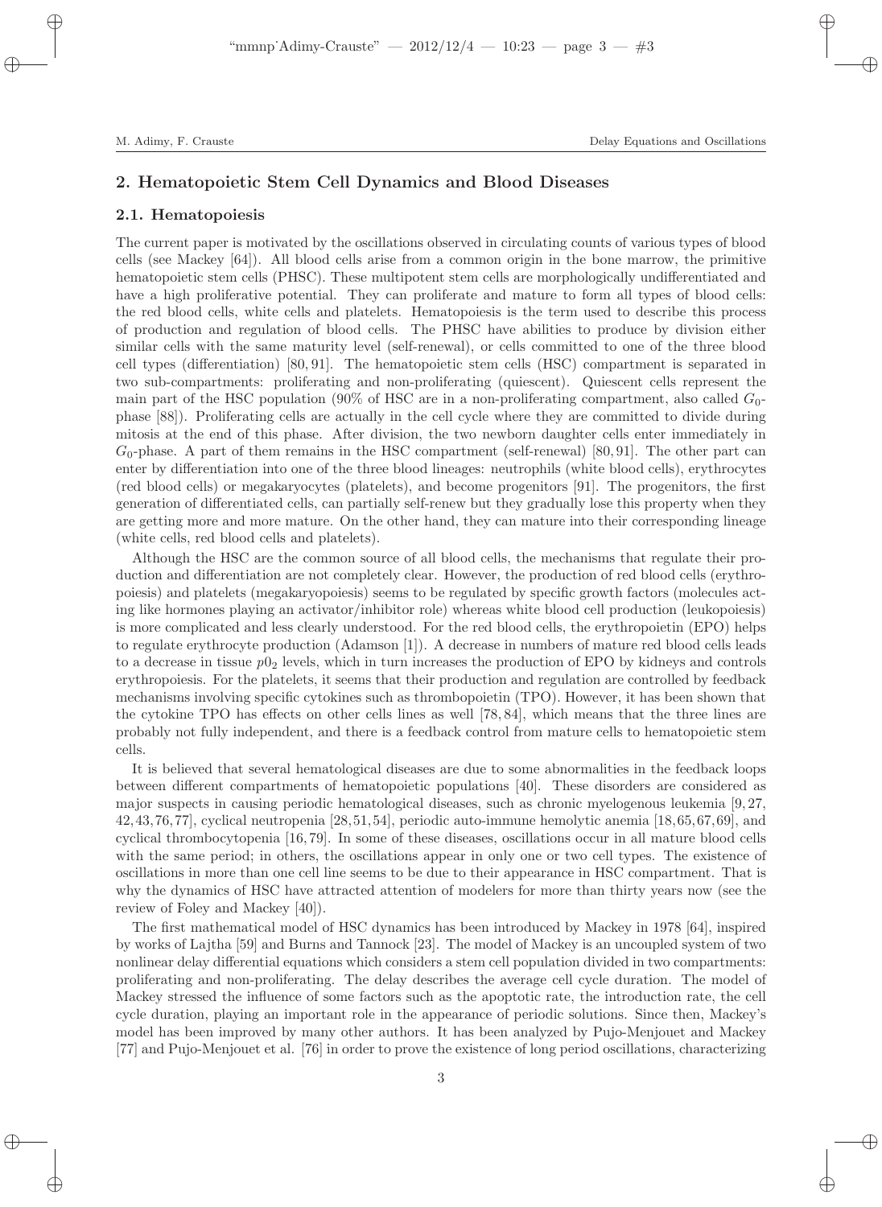## 2. Hematopoietic Stem Cell Dynamics and Blood Diseases

### 2.1. Hematopoiesis

The current paper is motivated by the oscillations observed in circulating counts of various types of blood cells (see Mackey [64]). All blood cells arise from a common origin in the bone marrow, the primitive hematopoietic stem cells (PHSC). These multipotent stem cells are morphologically undifferentiated and have a high proliferative potential. They can proliferate and mature to form all types of blood cells: the red blood cells, white cells and platelets. Hematopoiesis is the term used to describe this process of production and regulation of blood cells. The PHSC have abilities to produce by division either similar cells with the same maturity level (self-renewal), or cells committed to one of the three blood cell types (differentiation) [80, 91]. The hematopoietic stem cells (HSC) compartment is separated in two sub-compartments: proliferating and non-proliferating (quiescent). Quiescent cells represent the main part of the HSC population (90% of HSC are in a non-proliferating compartment, also called $G_0$-phase [88]). Proliferating cells are actually in the cell cycle where they are committed to divide during mitosis at the end of this phase. After division, the two newborn daughter cells enter immediately in $G_0$-phase. A part of them remains in the HSC compartment (self-renewal) [80, 91]. The other part can enter by differentiation into one of the three blood lineages: neutrophils (white blood cells), erythrocytes (red blood cells) or megakaryocytes (platelets), and become progenitors [91]. The progenitors, the first generation of differentiated cells, can partially self-renew but they gradually lose this property when they are getting more and more mature. On the other hand, they can mature into their corresponding lineage (white cells, red blood cells and platelets).

Although the HSC are the common source of all blood cells, the mechanisms that regulate their production and differentiation are not completely clear. However, the production of red blood cells (erythropoiesis) and platelets (megakaryopoiesis) seems to be regulated by specific growth factors (molecules acting like hormones playing an activator/inhibitor role) whereas white blood cell production (leukopoiesis) is more complicated and less clearly understood. For the red blood cells, the erythropoietin (EPO) helps to regulate erythrocyte production (Adamson [1]). A decrease in numbers of mature red blood cells leads to a decrease in tissue $p0_2$ levels, which in turn increases the production of EPO by kidneys and controls erythropoiesis. For the platelets, it seems that their production and regulation are controlled by feedback mechanisms involving specific cytokines such as thrombopoietin (TPO). However, it has been shown that the cytokine TPO has effects on other cells lines as well [78, 84], which means that the three lines are probably not fully independent, and there is a feedback control from mature cells to hematopoietic stem cells.

It is believed that several hematological diseases are due to some abnormalities in the feedback loops between different compartments of hematopoietic populations [40]. These disorders are considered as major suspects in causing periodic hematological diseases, such as chronic myelogenous leukemia [9, 27, 42, 43, 76, 77], cyclical neutropenia [28, 51, 54], periodic auto-immune hemolytic anemia [18, 65, 67, 69], and cyclical thrombocytopenia [16, 79]. In some of these diseases, oscillations occur in all mature blood cells with the same period; in others, the oscillations appear in only one or two cell types. The existence of oscillations in more than one cell line seems to be due to their appearance in HSC compartment. That is why the dynamics of HSC have attracted attention of modelers for more than thirty years now (see the review of Foley and Mackey [40]).

The first mathematical model of HSC dynamics has been introduced by Mackey in 1978 [64], inspired by works of Lajtha [59] and Burns and Tannock [23]. The model of Mackey is an uncoupled system of two nonlinear delay differential equations which considers a stem cell population divided in two compartments: proliferating and non-proliferating. The delay describes the average cell cycle duration. The model of Mackey stressed the influence of some factors such as the apoptotic rate, the introduction rate, the cell cycle duration, playing an important role in the appearance of periodic solutions. Since then, Mackey's model has been improved by many other authors. It has been analyzed by Pujo-Menjouet and Mackey [77] and Pujo-Menjouet et al. [76] in order to prove the existence of long period oscillations, characterizing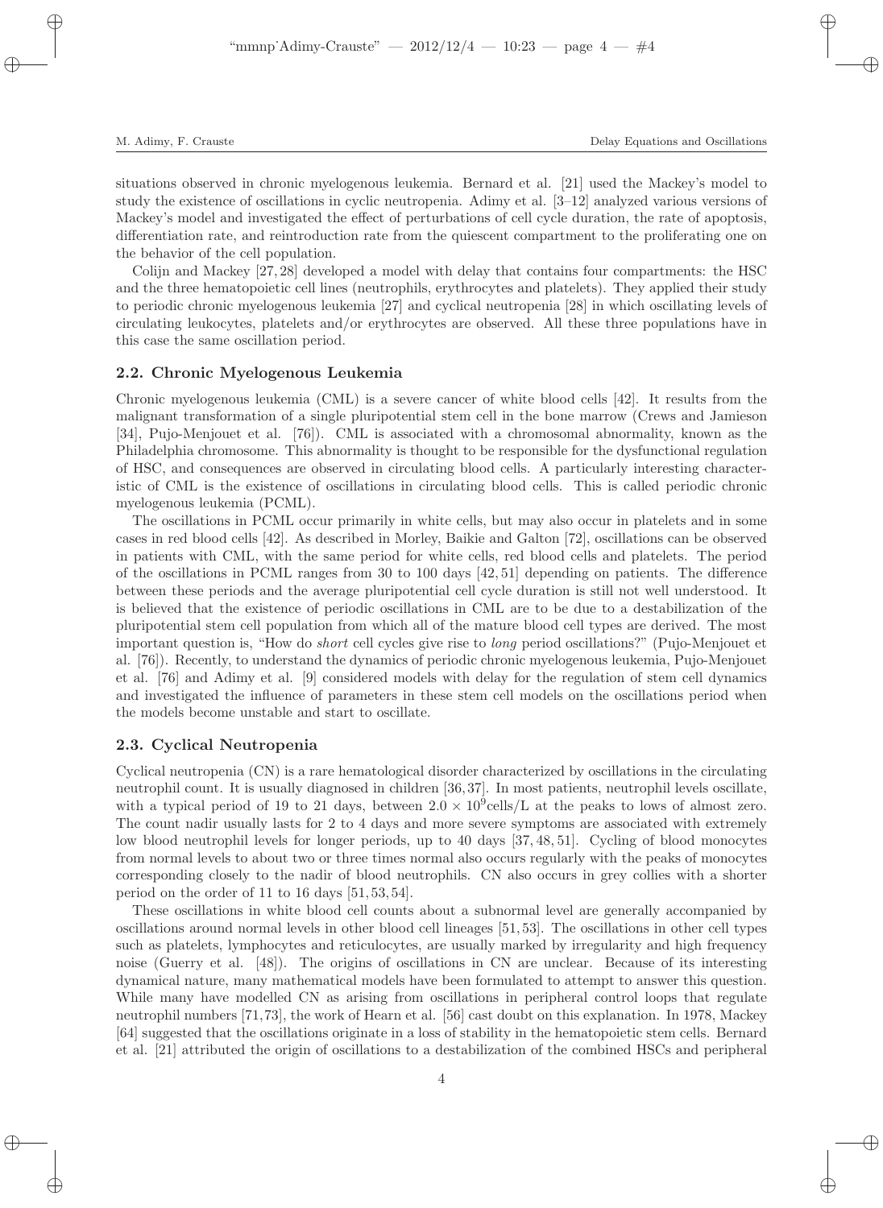situations observed in chronic myelogenous leukemia. Bernard et al. [21] used the Mackey's model to study the existence of oscillations in cyclic neutropenia. Adimy et al. [3–12] analyzed various versions of Mackey's model and investigated the effect of perturbations of cell cycle duration, the rate of apoptosis, differentiation rate, and reintroduction rate from the quiescent compartment to the proliferating one on the behavior of the cell population.

Colijn and Mackey [27, 28] developed a model with delay that contains four compartments: the HSC and the three hematopoietic cell lines (neutrophils, erythrocytes and platelets). They applied their study to periodic chronic myelogenous leukemia [27] and cyclical neutropenia [28] in which oscillating levels of circulating leukocytes, platelets and/or erythrocytes are observed. All these three populations have in this case the same oscillation period.

### 2.2. Chronic Myelogenous Leukemia

Chronic myelogenous leukemia (CML) is a severe cancer of white blood cells [42]. It results from the malignant transformation of a single pluripotential stem cell in the bone marrow (Crews and Jamieson [34], Pujo-Menjouet et al. [76]). CML is associated with a chromosomal abnormality, known as the Philadelphia chromosome. This abnormality is thought to be responsible for the dysfunctional regulation of HSC, and consequences are observed in circulating blood cells. A particularly interesting characteristic of CML is the existence of oscillations in circulating blood cells. This is called periodic chronic myelogenous leukemia (PCML).

The oscillations in PCML occur primarily in white cells, but may also occur in platelets and in some cases in red blood cells [42]. As described in Morley, Baikie and Galton [72], oscillations can be observed in patients with CML, with the same period for white cells, red blood cells and platelets. The period of the oscillations in PCML ranges from 30 to 100 days [42, 51] depending on patients. The difference between these periods and the average pluripotential cell cycle duration is still not well understood. It is believed that the existence of periodic oscillations in CML are to be due to a destabilization of the pluripotential stem cell population from which all of the mature blood cell types are derived. The most important question is, "How do *short* cell cycles give rise to *long* period oscillations?" (Pujo-Menjouet et al. [76]). Recently, to understand the dynamics of periodic chronic myelogenous leukemia, Pujo-Menjouet et al. [76] and Adimy et al. [9] considered models with delay for the regulation of stem cell dynamics and investigated the influence of parameters in these stem cell models on the oscillations period when the models become unstable and start to oscillate.

### 2.3. Cyclical Neutropenia

Cyclical neutropenia (CN) is a rare hematological disorder characterized by oscillations in the circulating neutrophil count. It is usually diagnosed in children [36, 37]. In most patients, neutrophil levels oscillate, with a typical period of 19 to 21 days, between $2.0 \times 10^9$cells/L at the peaks to lows of almost zero. The count nadir usually lasts for 2 to 4 days and more severe symptoms are associated with extremely low blood neutrophil levels for longer periods, up to 40 days [37, 48, 51]. Cycling of blood monocytes from normal levels to about two or three times normal also occurs regularly with the peaks of monocytes corresponding closely to the nadir of blood neutrophils. CN also occurs in grey collies with a shorter period on the order of 11 to 16 days [51, 53, 54].

These oscillations in white blood cell counts about a subnormal level are generally accompanied by oscillations around normal levels in other blood cell lineages [51, 53]. The oscillations in other cell types such as platelets, lymphocytes and reticulocytes, are usually marked by irregularity and high frequency noise (Guerry et al. [48]). The origins of oscillations in CN are unclear. Because of its interesting dynamical nature, many mathematical models have been formulated to attempt to answer this question. While many have modelled CN as arising from oscillations in peripheral control loops that regulate neutrophil numbers [71, 73], the work of Hearn et al. [56] cast doubt on this explanation. In 1978, Mackey [64] suggested that the oscillations originate in a loss of stability in the hematopoietic stem cells. Bernard et al. [21] attributed the origin of oscillations to a destabilization of the combined HSCs and peripheral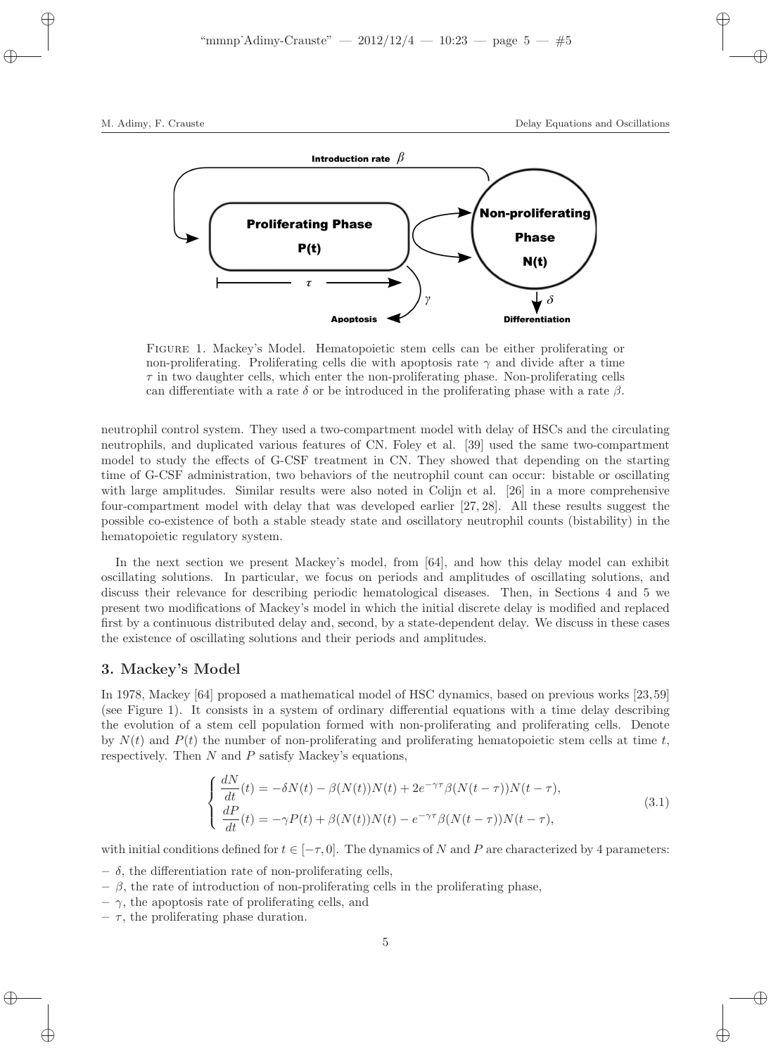FIGURE 1. Mackey's Model. Hematopoietic stem cells can be either proliferating or non-proliferating. Proliferating cells die with apoptosis rate $\gamma$ and divide after a time $\tau$ in two daughter cells, which enter the non-proliferating phase. Non-proliferating cells can differentiate with a rate $\delta$ or be introduced in the proliferating phase with a rate $\beta$.

neutrophil control system. They used a two-compartment model with delay of HSCs and the circulating neutrophils, and duplicated various features of CN. Foley et al. [39] used the same two-compartment model to study the effects of G-CSF treatment in CN. They showed that depending on the starting time of G-CSF administration, two behaviors of the neutrophil count can occur: bistable or oscillating with large amplitudes. Similar results were also noted in Colijn et al. [26] in a more comprehensive four-compartment model with delay that was developed earlier [27, 28]. All these results suggest the possible co-existence of both a stable steady state and oscillatory neutrophil counts (bistability) in the hematopoietic regulatory system.

In the next section we present Mackey's model, from [64], and how this delay model can exhibit oscillating solutions. In particular, we focus on periods and amplitudes of oscillating solutions, and discuss their relevance for describing periodic hematological diseases. Then, in Sections 4 and 5 we present two modifications of Mackey's model in which the initial discrete delay is modified and replaced first by a continuous distributed delay and, second, by a state-dependent delay. We discuss in these cases the existence of oscillating solutions and their periods and amplitudes.

## 3. Mackey's Model

In 1978, Mackey [64] proposed a mathematical model of HSC dynamics, based on previous works [23, 59] (see Figure 1). It consists in a system of ordinary differential equations with a time delay describing the evolution of a stem cell population formed with non-proliferating and proliferating cells. Denote by $N(t)$ and $P(t)$ the number of non-proliferating and proliferating hematopoietic stem cells at time $t$, respectively. Then $N$ and $P$ satisfy Mackey's equations,

$$
\begin{cases}
\dfrac{dN}{dt}(t) = -\delta N(t) - \beta(N(t))N(t) + 2e^{-\gamma\tau}\beta(N(t-\tau))N(t-\tau), \\
\dfrac{dP}{dt}(t) = -\gamma P(t) + \beta(N(t))N(t) - e^{-\gamma\tau}\beta(N(t-\tau))N(t-\tau),
\end{cases}
\tag{3.1}
$$

with initial conditions defined for $t \in [-\tau, 0]$. The dynamics of $N$ and $P$ are characterized by 4 parameters:

- $\delta$, the differentiation rate of non-proliferating cells,
- $\beta$, the rate of introduction of non-proliferating cells in the proliferating phase,
- $\gamma$, the apoptosis rate of proliferating cells, and
- $\tau$, the proliferating phase duration.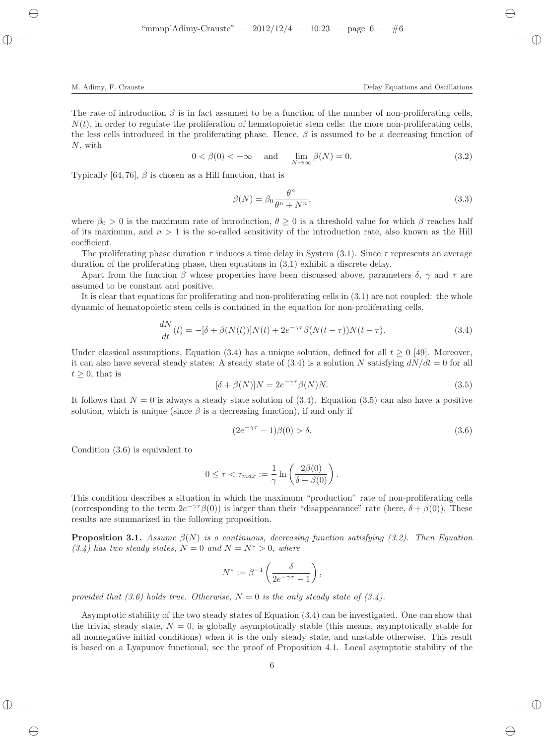The rate of introduction $\beta$ is in fact assumed to be a function of the number of non-proliferating cells, $N(t)$, in order to regulate the proliferation of hematopoietic stem cells: the more non-proliferating cells, the less cells introduced in the proliferating phase. Hence, $\beta$ is assumed to be a decreasing function of $N$, with

$$0 < \beta(0) < +\infty \quad \text{and} \quad \lim_{N\to\infty} \beta(N) = 0. \tag{3.2}$$

Typically [64, 76], $\beta$ is chosen as a Hill function, that is

$$\beta(N) = \beta_0 \frac{\theta^n}{\theta^n + N^n}, \tag{3.3}$$

where $\beta_0 > 0$ is the maximum rate of introduction, $\theta \geq 0$ is a threshold value for which $\beta$ reaches half of its maximum, and $n > 1$ is the so-called sensitivity of the introduction rate, also known as the Hill coefficient.

The proliferating phase duration $\tau$ induces a time delay in System (3.1). Since $\tau$ represents an average duration of the proliferating phase, then equations in (3.1) exhibit a discrete delay.

Apart from the function $\beta$ whose properties have been discussed above, parameters $\delta$, $\gamma$ and $\tau$ are assumed to be constant and positive.

It is clear that equations for proliferating and non-proliferating cells in (3.1) are not coupled: the whole dynamic of hematopoietic stem cells is contained in the equation for non-proliferating cells,

$$\frac{dN}{dt}(t) = -[\delta + \beta(N(t))]N(t) + 2e^{-\gamma\tau}\beta(N(t-\tau))N(t-\tau). \tag{3.4}$$

Under classical assumptions, Equation (3.4) has a unique solution, defined for all $t \geq 0$ [49]. Moreover, it can also have several steady states: A steady state of (3.4) is a solution $N$ satisfying $dN/dt = 0$ for all $t \geq 0$, that is

$$[\delta + \beta(N)]N = 2e^{-\gamma\tau}\beta(N)N. \tag{3.5}$$

It follows that $N = 0$ is always a steady state solution of (3.4). Equation (3.5) can also have a positive solution, which is unique (since $\beta$ is a decreasing function), if and only if

$$(2e^{-\gamma\tau} - 1)\beta(0) > \delta. \tag{3.6}$$

Condition (3.6) is equivalent to

$$0 \leq \tau < \tau_{max} := \frac{1}{\gamma} \ln\left(\frac{2\beta(0)}{\delta + \beta(0)}\right).$$

This condition describes a situation in which the maximum "production" rate of non-proliferating cells (corresponding to the term $2e^{-\gamma\tau}\beta(0)$) is larger than their "disappearance" rate (here, $\delta + \beta(0)$). These results are summarized in the following proposition.

**Proposition 3.1.** *Assume $\beta(N)$ is a continuous, decreasing function satisfying (3.2). Then Equation (3.4) has two steady states, $N = 0$ and $N = N^* > 0$, where*

$$N^* := \beta^{-1}\left(\frac{\delta}{2e^{-\gamma\tau} - 1}\right),$$

*provided that (3.6) holds true. Otherwise, $N = 0$ is the only steady state of (3.4).*

Asymptotic stability of the two steady states of Equation (3.4) can be investigated. One can show that the trivial steady state, $N = 0$, is globally asymptotically stable (this means, asymptotically stable for all nonnegative initial conditions) when it is the only steady state, and unstable otherwise. This result is based on a Lyapunov functional, see the proof of Proposition 4.1. Local asymptotic stability of the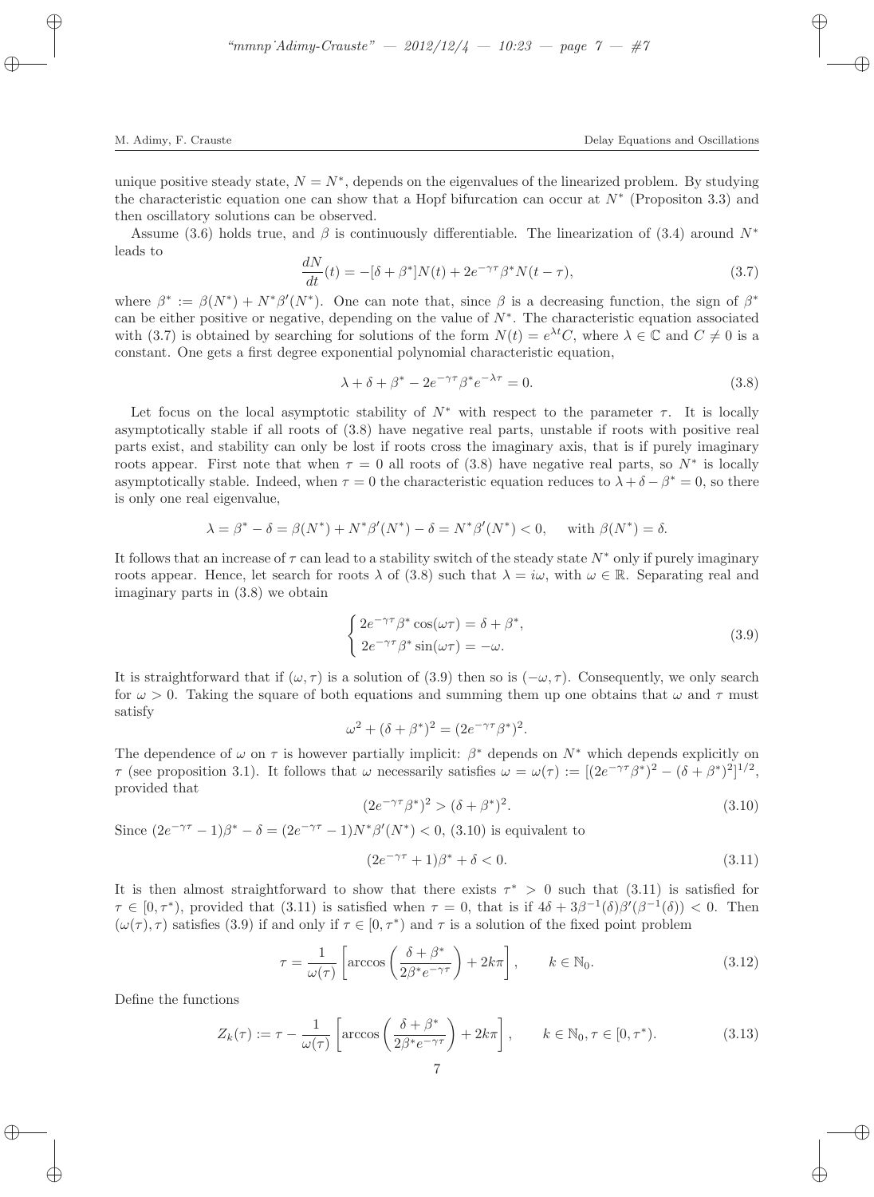unique positive steady state, $N = N^*$, depends on the eigenvalues of the linearized problem. By studying the characteristic equation one can show that a Hopf bifurcation can occur at $N^*$ (Propositon 3.3) and then oscillatory solutions can be observed.

Assume (3.6) holds true, and $\beta$ is continuously differentiable. The linearization of (3.4) around $N^*$ leads to

$$\frac{dN}{dt}(t) = -[\delta + \beta^*]N(t) + 2e^{-\gamma\tau}\beta^* N(t-\tau), \tag{3.7}$$

where $\beta^* := \beta(N^*) + N^*\beta'(N^*)$. One can note that, since $\beta$ is a decreasing function, the sign of $\beta^*$ can be either positive or negative, depending on the value of $N^*$. The characteristic equation associated with (3.7) is obtained by searching for solutions of the form $N(t) = e^{\lambda t}C$, where $\lambda \in \mathbb{C}$ and $C \neq 0$ is a constant. One gets a first degree exponential polynomial characteristic equation,

$$\lambda + \delta + \beta^* - 2e^{-\gamma\tau}\beta^* e^{-\lambda\tau} = 0. \tag{3.8}$$

Let focus on the local asymptotic stability of $N^*$ with respect to the parameter $\tau$. It is locally asymptotically stable if all roots of (3.8) have negative real parts, unstable if roots with positive real parts exist, and stability can only be lost if roots cross the imaginary axis, that is if purely imaginary roots appear. First note that when $\tau = 0$ all roots of (3.8) have negative real parts, so $N^*$ is locally asymptotically stable. Indeed, when $\tau = 0$ the characteristic equation reduces to $\lambda + \delta - \beta^* = 0$, so there is only one real eigenvalue,

$$\lambda = \beta^* - \delta = \beta(N^*) + N^*\beta'(N^*) - \delta = N^*\beta'(N^*) < 0, \quad \text{with } \beta(N^*) = \delta.$$

It follows that an increase of $\tau$ can lead to a stability switch of the steady state $N^*$ only if purely imaginary roots appear. Hence, let search for roots $\lambda$ of (3.8) such that $\lambda = i\omega$, with $\omega \in \mathbb{R}$. Separating real and imaginary parts in (3.8) we obtain

$$\begin{cases} 2e^{-\gamma\tau}\beta^* \cos(\omega\tau) = \delta + \beta^*, \\ 2e^{-\gamma\tau}\beta^* \sin(\omega\tau) = -\omega. \end{cases} \tag{3.9}$$

It is straightforward that if $(\omega, \tau)$ is a solution of (3.9) then so is $(-\omega, \tau)$. Consequently, we only search for $\omega > 0$. Taking the square of both equations and summing them up one obtains that $\omega$ and $\tau$ must satisfy

$$\omega^2 + (\delta + \beta^*)^2 = (2e^{-\gamma\tau}\beta^*)^2.$$

The dependence of $\omega$ on $\tau$ is however partially implicit: $\beta^*$ depends on $N^*$ which depends explicitly on $\tau$ (see proposition 3.1). It follows that $\omega$ necessarily satisfies $\omega = \omega(\tau) := [(2e^{-\gamma\tau}\beta^*)^2 - (\delta + \beta^*)^2]^{1/2}$, provided that

$$(2e^{-\gamma\tau}\beta^*)^2 > (\delta + \beta^*)^2. \tag{3.10}$$

Since $(2e^{-\gamma\tau} - 1)\beta^* - \delta = (2e^{-\gamma\tau} - 1)N^*\beta'(N^*) < 0$, (3.10) is equivalent to

$$(2e^{-\gamma\tau} + 1)\beta^* + \delta < 0. \tag{3.11}$$

It is then almost straightforward to show that there exists $\tau^* > 0$ such that (3.11) is satisfied for $\tau \in [0, \tau^*)$, provided that (3.11) is satisfied when $\tau = 0$, that is if $4\delta + 3\beta^{-1}(\delta)\beta'(\beta^{-1}(\delta)) < 0$. Then $(\omega(\tau), \tau)$ satisfies (3.9) if and only if $\tau \in [0, \tau^*)$ and $\tau$ is a solution of the fixed point problem

$$\tau = \frac{1}{\omega(\tau)}\left[\arccos\left(\frac{\delta + \beta^*}{2\beta^* e^{-\gamma\tau}}\right) + 2k\pi\right], \qquad k \in \mathbb{N}_0. \tag{3.12}$$

Define the functions

$$Z_k(\tau) := \tau - \frac{1}{\omega(\tau)}\left[\arccos\left(\frac{\delta + \beta^*}{2\beta^* e^{-\gamma\tau}}\right) + 2k\pi\right], \qquad k \in \mathbb{N}_0, \tau \in [0, \tau^*). \tag{3.13}$$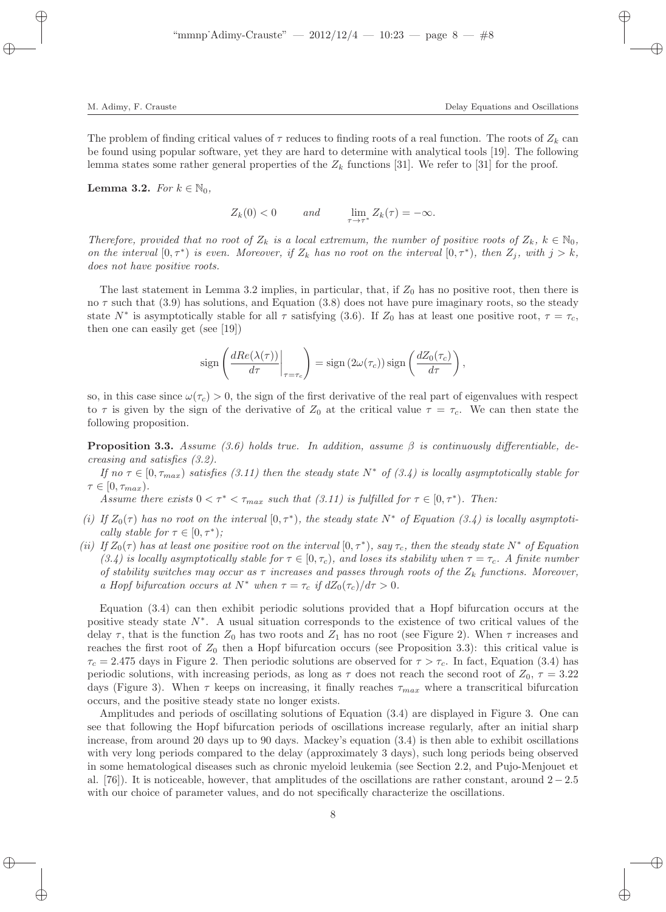The problem of finding critical values of $\tau$ reduces to finding roots of a real function. The roots of $Z_k$ can be found using popular software, yet they are hard to determine with analytical tools [19]. The following lemma states some rather general properties of the $Z_k$ functions [31]. We refer to [31] for the proof.

**Lemma 3.2.** *For $k \in \mathbb{N}_0$,*

$$Z_k(0) < 0 \qquad \text{and} \qquad \lim_{\tau \to \tau^*} Z_k(\tau) = -\infty.$$

*Therefore, provided that no root of $Z_k$ is a local extremum, the number of positive roots of $Z_k$, $k \in \mathbb{N}_0$, on the interval $[0, \tau^*)$ is even. Moreover, if $Z_k$ has no root on the interval $[0, \tau^*)$, then $Z_j$, with $j > k$, does not have positive roots.*

The last statement in Lemma 3.2 implies, in particular, that, if $Z_0$ has no positive root, then there is no $\tau$ such that (3.9) has solutions, and Equation (3.8) does not have pure imaginary roots, so the steady state $N^*$ is asymptotically stable for all $\tau$ satisfying (3.6). If $Z_0$ has at least one positive root, $\tau = \tau_c$, then one can easily get (see [19])

$$\operatorname{sign}\left( \left. \frac{dRe(\lambda(\tau))}{d\tau} \right|_{\tau=\tau_c} \right) = \operatorname{sign}\left(2\omega(\tau_c)\right) \operatorname{sign}\left( \frac{dZ_0(\tau_c)}{d\tau} \right),$$

so, in this case since $\omega(\tau_c) > 0$, the sign of the first derivative of the real part of eigenvalues with respect to $\tau$ is given by the sign of the derivative of $Z_0$ at the critical value $\tau = \tau_c$. We can then state the following proposition.

**Proposition 3.3.** *Assume (3.6) holds true. In addition, assume $\beta$ is continuously differentiable, decreasing and satisfies (3.2).*

*If no $\tau \in [0, \tau_{max})$ satisfies (3.11) then the steady state $N^*$ of (3.4) is locally asymptotically stable for $\tau \in [0, \tau_{max})$.*

*Assume there exists $0 < \tau^* < \tau_{max}$ such that (3.11) is fulfilled for $\tau \in [0, \tau^*)$. Then:*

*(i) If $Z_0(\tau)$ has no root on the interval $[0, \tau^*)$, the steady state $N^*$ of Equation (3.4) is locally asymptotically stable for $\tau \in [0, \tau^*)$;*

*(ii) If $Z_0(\tau)$ has at least one positive root on the interval $[0, \tau^*)$, say $\tau_c$, then the steady state $N^*$ of Equation (3.4) is locally asymptotically stable for $\tau \in [0, \tau_c)$, and loses its stability when $\tau = \tau_c$. A finite number of stability switches may occur as $\tau$ increases and passes through roots of the $Z_k$ functions. Moreover, a Hopf bifurcation occurs at $N^*$ when $\tau = \tau_c$ if $dZ_0(\tau_c)/d\tau > 0$.*

Equation (3.4) can then exhibit periodic solutions provided that a Hopf bifurcation occurs at the positive steady state $N^*$. A usual situation corresponds to the existence of two critical values of the delay $\tau$, that is the function $Z_0$ has two roots and $Z_1$ has no root (see Figure 2). When $\tau$ increases and reaches the first root of $Z_0$ then a Hopf bifurcation occurs (see Proposition 3.3): this critical value is $\tau_c = 2.475$ days in Figure 2. Then periodic solutions are observed for $\tau > \tau_c$. In fact, Equation (3.4) has periodic solutions, with increasing periods, as long as $\tau$ does not reach the second root of $Z_0$, $\tau = 3.22$ days (Figure 3). When $\tau$ keeps on increasing, it finally reaches $\tau_{max}$ where a transcritical bifurcation occurs, and the positive steady state no longer exists.

Amplitudes and periods of oscillating solutions of Equation (3.4) are displayed in Figure 3. One can see that following the Hopf bifurcation periods of oscillations increase regularly, after an initial sharp increase, from around 20 days up to 90 days. Mackey's equation (3.4) is then able to exhibit oscillations with very long periods compared to the delay (approximately 3 days), such long periods being observed in some hematological diseases such as chronic myeloid leukemia (see Section 2.2, and Pujo-Menjouet et al. [76]). It is noticeable, however, that amplitudes of the oscillations are rather constant, around $2 - 2.5$ with our choice of parameter values, and do not specifically characterize the oscillations.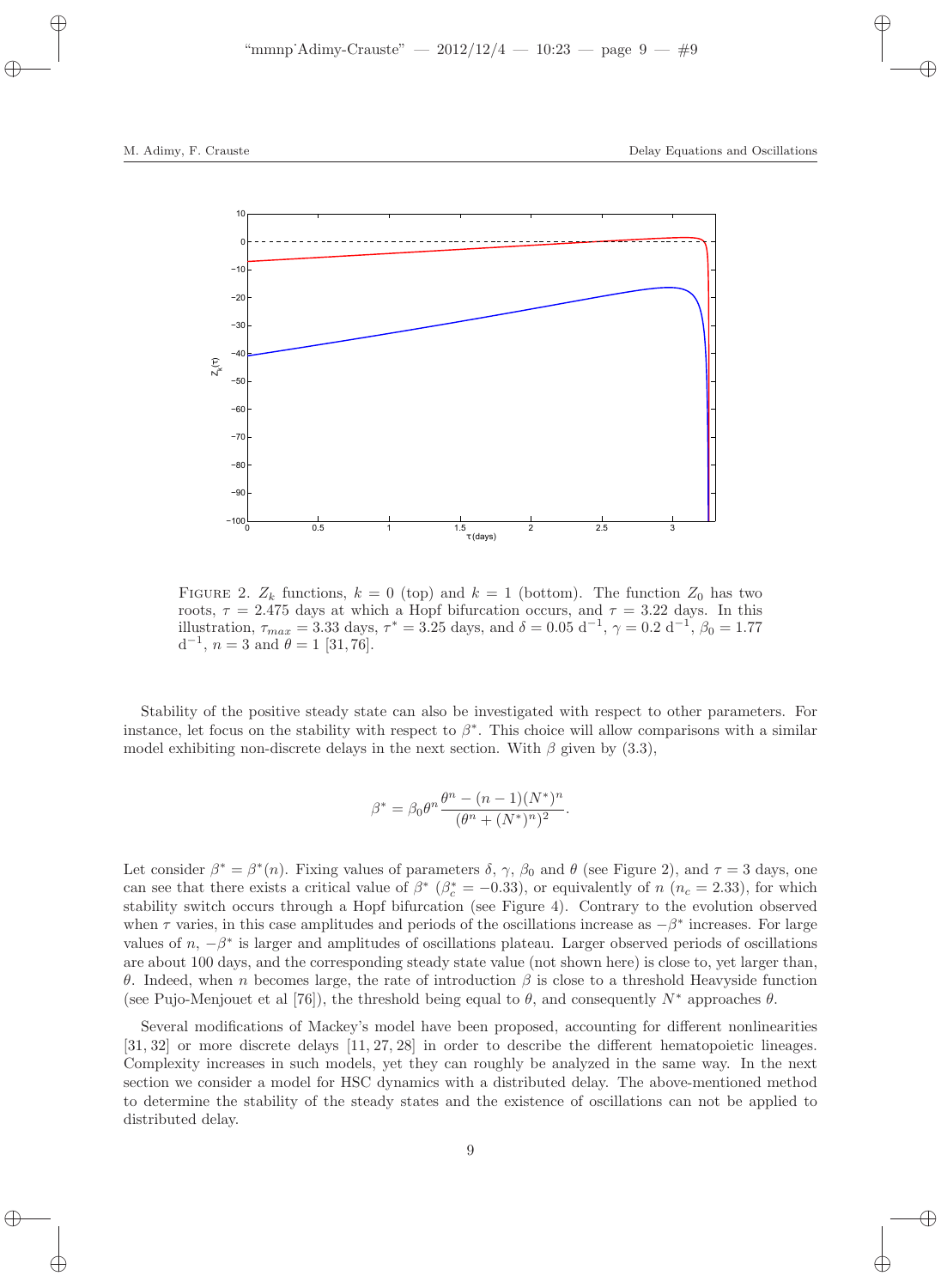FIGURE 2. $Z_k$ functions, $k = 0$ (top) and $k = 1$ (bottom). The function $Z_0$ has two roots, $\tau = 2.475$ days at which a Hopf bifurcation occurs, and $\tau = 3.22$ days. In this illustration, $\tau_{max} = 3.33$ days, $\tau^* = 3.25$ days, and $\delta = 0.05$ d$^{-1}$, $\gamma = 0.2$ d$^{-1}$, $\beta_0 = 1.77$ d$^{-1}$, $n = 3$ and $\theta = 1$ [31, 76].

Stability of the positive steady state can also be investigated with respect to other parameters. For instance, let focus on the stability with respect to $\beta^*$. This choice will allow comparisons with a similar model exhibiting non-discrete delays in the next section. With $\beta$ given by (3.3),

$$\beta^* = \beta_0 \theta^n \frac{\theta^n - (n-1)(N^*)^n}{(\theta^n + (N^*)^n)^2}.$$

Let consider $\beta^* = \beta^*(n)$. Fixing values of parameters $\delta$, $\gamma$, $\beta_0$ and $\theta$ (see Figure 2), and $\tau = 3$ days, one can see that there exists a critical value of $\beta^*$ ($\beta^*_c = -0.33$), or equivalently of $n$ ($n_c = 2.33$), for which stability switch occurs through a Hopf bifurcation (see Figure 4). Contrary to the evolution observed when $\tau$ varies, in this case amplitudes and periods of the oscillations increase as $-\beta^*$ increases. For large values of $n$, $-\beta^*$ is larger and amplitudes of oscillations plateau. Larger observed periods of oscillations are about 100 days, and the corresponding steady state value (not shown here) is close to, yet larger than, $\theta$. Indeed, when $n$ becomes large, the rate of introduction $\beta$ is close to a threshold Heavyside function (see Pujo-Menjouet et al [76]), the threshold being equal to $\theta$, and consequently $N^*$ approaches $\theta$.

Several modifications of Mackey's model have been proposed, accounting for different nonlinearities [31, 32] or more discrete delays [11, 27, 28] in order to describe the different hematopoietic lineages. Complexity increases in such models, yet they can roughly be analyzed in the same way. In the next section we consider a model for HSC dynamics with a distributed delay. The above-mentioned method to determine the stability of the steady states and the existence of oscillations can not be applied to distributed delay.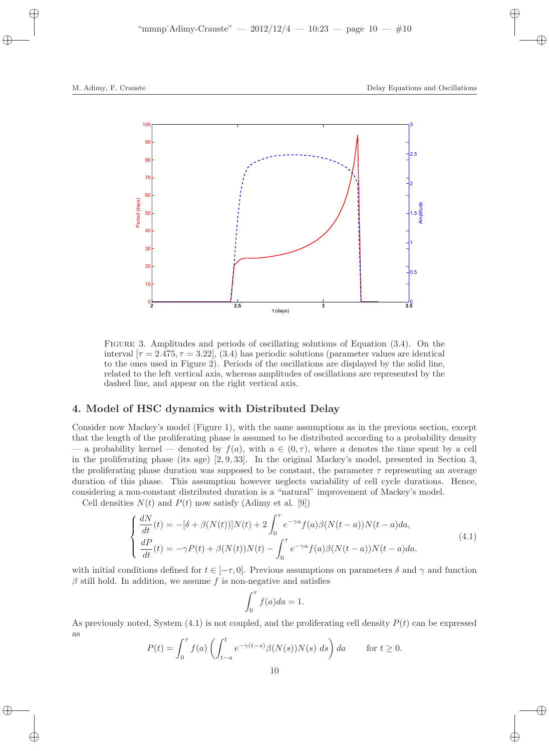FIGURE 3. Amplitudes and periods of oscillating solutions of Equation (3.4). On the interval $[\tau = 2.475, \tau = 3.22]$, (3.4) has periodic solutions (parameter values are identical to the ones used in Figure 2). Periods of the oscillations are displayed by the solid line, related to the left vertical axis, whereas amplitudes of oscillations are represented by the dashed line, and appear on the right vertical axis.

## 4. Model of HSC dynamics with Distributed Delay

Consider now Mackey's model (Figure 1), with the same assumptions as in the previous section, except that the length of the proliferating phase is assumed to be distributed according to a probability density — a probability kernel — denoted by $f(a)$, with $a \in (0, \tau)$, where $a$ denotes the time spent by a cell in the proliferating phase (its age) [2, 9, 33]. In the original Mackey's model, presented in Section 3, the proliferating phase duration was supposed to be constant, the parameter $\tau$ representing an average duration of this phase. This assumption however neglects variability of cell cycle durations. Hence, considering a non-constant distributed duration is a "natural" improvement of Mackey's model.

Cell densities $N(t)$ and $P(t)$ now satisfy (Adimy et al. [9])

$$
\begin{cases}
\dfrac{dN}{dt}(t) = -[\delta + \beta(N(t))]N(t) + 2\displaystyle\int_0^\tau e^{-\gamma a} f(a)\beta(N(t-a))N(t-a)da, \\
\dfrac{dP}{dt}(t) = -\gamma P(t) + \beta(N(t))N(t) - \displaystyle\int_0^\tau e^{-\gamma a} f(a)\beta(N(t-a))N(t-a)da,
\end{cases}
\tag{4.1}
$$

with initial conditions defined for $t \in [-\tau, 0]$. Previous assumptions on parameters $\delta$ and $\gamma$ and function $\beta$ still hold. In addition, we assume $f$ is non-negative and satisfies

$$
\int_0^\tau f(a)da = 1.
$$

As previously noted, System (4.1) is not coupled, and the proliferating cell density $P(t)$ can be expressed as

$$
P(t) = \int_0^\tau f(a) \left( \int_{t-a}^t e^{-\gamma(t-s)} \beta(N(s))N(s)\, ds \right) da \qquad \text{for } t \geq 0.
$$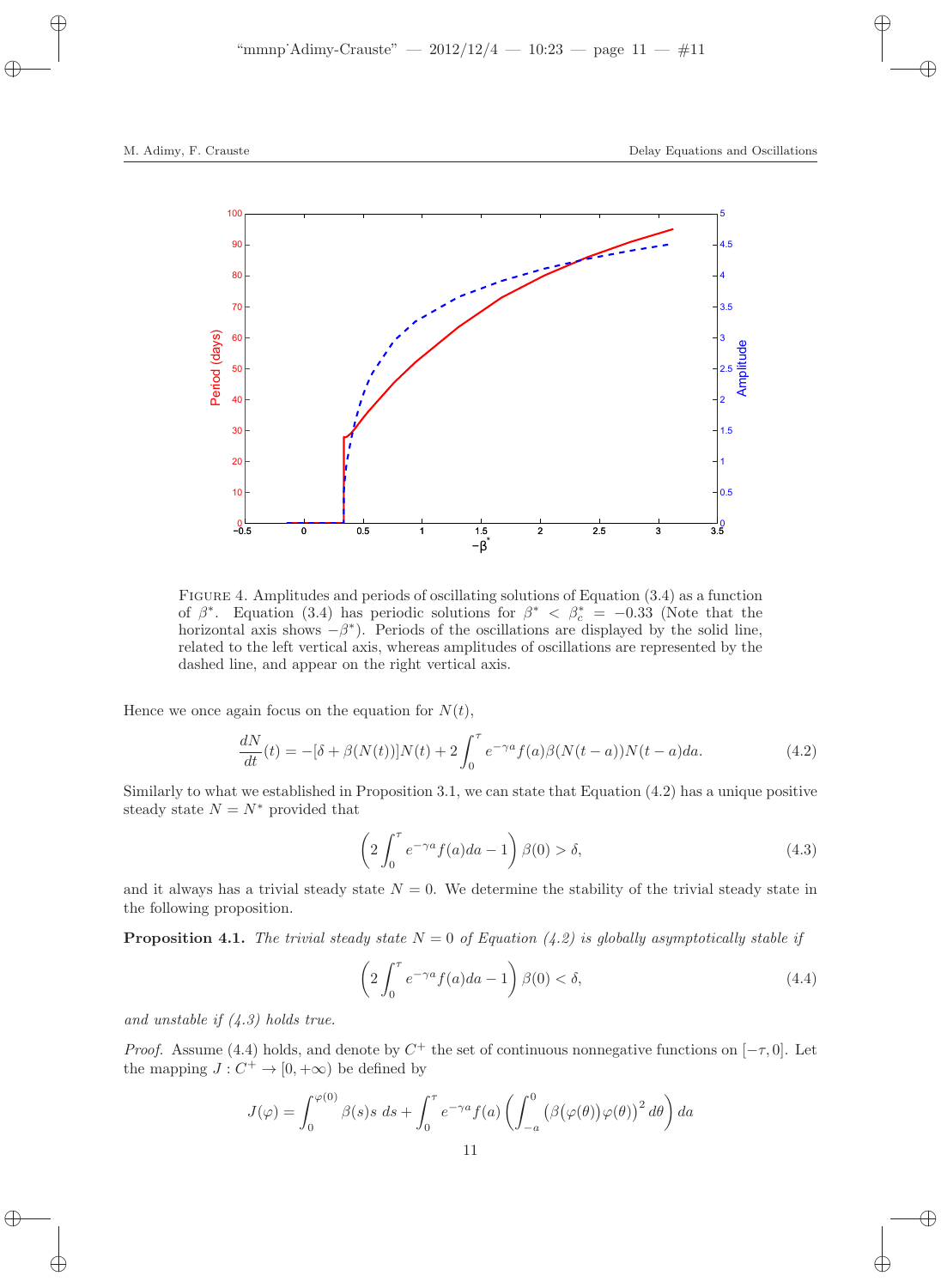FIGURE 4. Amplitudes and periods of oscillating solutions of Equation (3.4) as a function of $\beta^*$. Equation (3.4) has periodic solutions for $\beta^* < \beta^*_c = -0.33$ (Note that the horizontal axis shows $-\beta^*$). Periods of the oscillations are displayed by the solid line, related to the left vertical axis, whereas amplitudes of oscillations are represented by the dashed line, and appear on the right vertical axis.

Hence we once again focus on the equation for $N(t)$,

$$\frac{dN}{dt}(t) = -[\delta + \beta(N(t))]N(t) + 2\int_0^\tau e^{-\gamma a} f(a)\beta(N(t-a))N(t-a)da. \tag{4.2}$$

Similarly to what we established in Proposition 3.1, we can state that Equation (4.2) has a unique positive steady state $N = N^*$ provided that

$$\left(2\int_0^\tau e^{-\gamma a} f(a)da - 1\right)\beta(0) > \delta, \tag{4.3}$$

and it always has a trivial steady state $N = 0$. We determine the stability of the trivial steady state in the following proposition.

**Proposition 4.1.** *The trivial steady state $N = 0$ of Equation (4.2) is globally asymptotically stable if*

$$\left(2\int_0^\tau e^{-\gamma a} f(a)da - 1\right)\beta(0) < \delta, \tag{4.4}$$

*and unstable if (4.3) holds true.*

*Proof.* Assume (4.4) holds, and denote by $C^+$ the set of continuous nonnegative functions on $[-\tau, 0]$. Let the mapping $J : C^+ \to [0, +\infty)$ be defined by

$$J(\varphi) = \int_0^{\varphi(0)} \beta(s)s\ ds + \int_0^\tau e^{-\gamma a} f(a) \left(\int_{-a}^0 \big(\beta\big(\varphi(\theta)\big)\varphi(\theta)\big)^2 d\theta\right) da$$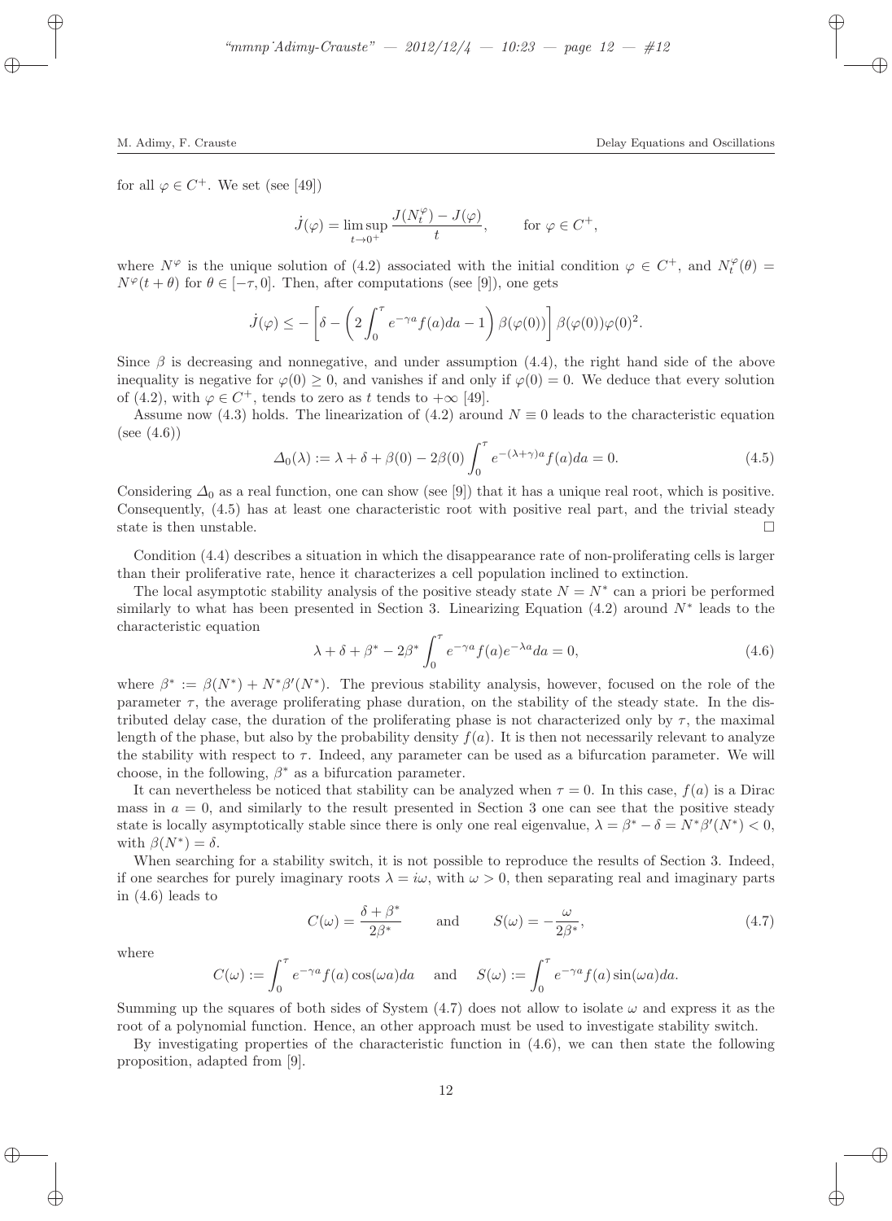for all $\varphi \in C^+$. We set (see [49])

$$\dot{J}(\varphi) = \limsup_{t \to 0^+} \frac{J(N_t^\varphi) - J(\varphi)}{t}, \qquad \text{for } \varphi \in C^+,$$

where $N^\varphi$ is the unique solution of (4.2) associated with the initial condition $\varphi \in C^+$, and $N_t^\varphi(\theta) = N^\varphi(t+\theta)$ for $\theta \in [-\tau, 0]$. Then, after computations (see [9]), one gets

$$\dot{J}(\varphi) \leq -\left[\delta - \left(2\int_0^\tau e^{-\gamma a} f(a)da - 1\right)\beta(\varphi(0))\right]\beta(\varphi(0))\varphi(0)^2.$$

Since $\beta$ is decreasing and nonnegative, and under assumption (4.4), the right hand side of the above inequality is negative for $\varphi(0) \geq 0$, and vanishes if and only if $\varphi(0) = 0$. We deduce that every solution of (4.2), with $\varphi \in C^+$, tends to zero as $t$ tends to $+\infty$ [49].

Assume now (4.3) holds. The linearization of (4.2) around $N \equiv 0$ leads to the characteristic equation (see (4.6))

$$\Delta_0(\lambda) := \lambda + \delta + \beta(0) - 2\beta(0)\int_0^\tau e^{-(\lambda+\gamma)a} f(a)da = 0. \tag{4.5}$$

Considering $\Delta_0$ as a real function, one can show (see [9]) that it has a unique real root, which is positive. Consequently, (4.5) has at least one characteristic root with positive real part, and the trivial steady state is then unstable. □

Condition (4.4) describes a situation in which the disappearance rate of non-proliferating cells is larger than their proliferative rate, hence it characterizes a cell population inclined to extinction.

The local asymptotic stability analysis of the positive steady state $N = N^*$ can a priori be performed similarly to what has been presented in Section 3. Linearizing Equation (4.2) around $N^*$ leads to the characteristic equation

$$\lambda + \delta + \beta^* - 2\beta^* \int_0^\tau e^{-\gamma a} f(a) e^{-\lambda a} da = 0, \tag{4.6}$$

where $\beta^* := \beta(N^*) + N^*\beta'(N^*)$. The previous stability analysis, however, focused on the role of the parameter $\tau$, the average proliferating phase duration, on the stability of the steady state. In the distributed delay case, the duration of the proliferating phase is not characterized only by $\tau$, the maximal length of the phase, but also by the probability density $f(a)$. It is then not necessarily relevant to analyze the stability with respect to $\tau$. Indeed, any parameter can be used as a bifurcation parameter. We will choose, in the following, $\beta^*$ as a bifurcation parameter.

It can nevertheless be noticed that stability can be analyzed when $\tau = 0$. In this case, $f(a)$ is a Dirac mass in $a = 0$, and similarly to the result presented in Section 3 one can see that the positive steady state is locally asymptotically stable since there is only one real eigenvalue, $\lambda = \beta^* - \delta = N^*\beta'(N^*) < 0$, with $\beta(N^*) = \delta$.

When searching for a stability switch, it is not possible to reproduce the results of Section 3. Indeed, if one searches for purely imaginary roots $\lambda = i\omega$, with $\omega > 0$, then separating real and imaginary parts in (4.6) leads to

$$C(\omega) = \frac{\delta + \beta^*}{2\beta^*} \qquad \text{and} \qquad S(\omega) = -\frac{\omega}{2\beta^*}, \tag{4.7}$$

where

$$C(\omega) := \int_0^\tau e^{-\gamma a} f(a)\cos(\omega a)da \quad \text{and} \quad S(\omega) := \int_0^\tau e^{-\gamma a} f(a)\sin(\omega a)da.$$

Summing up the squares of both sides of System (4.7) does not allow to isolate $\omega$ and express it as the root of a polynomial function. Hence, an other approach must be used to investigate stability switch.

By investigating properties of the characteristic function in (4.6), we can then state the following proposition, adapted from [9].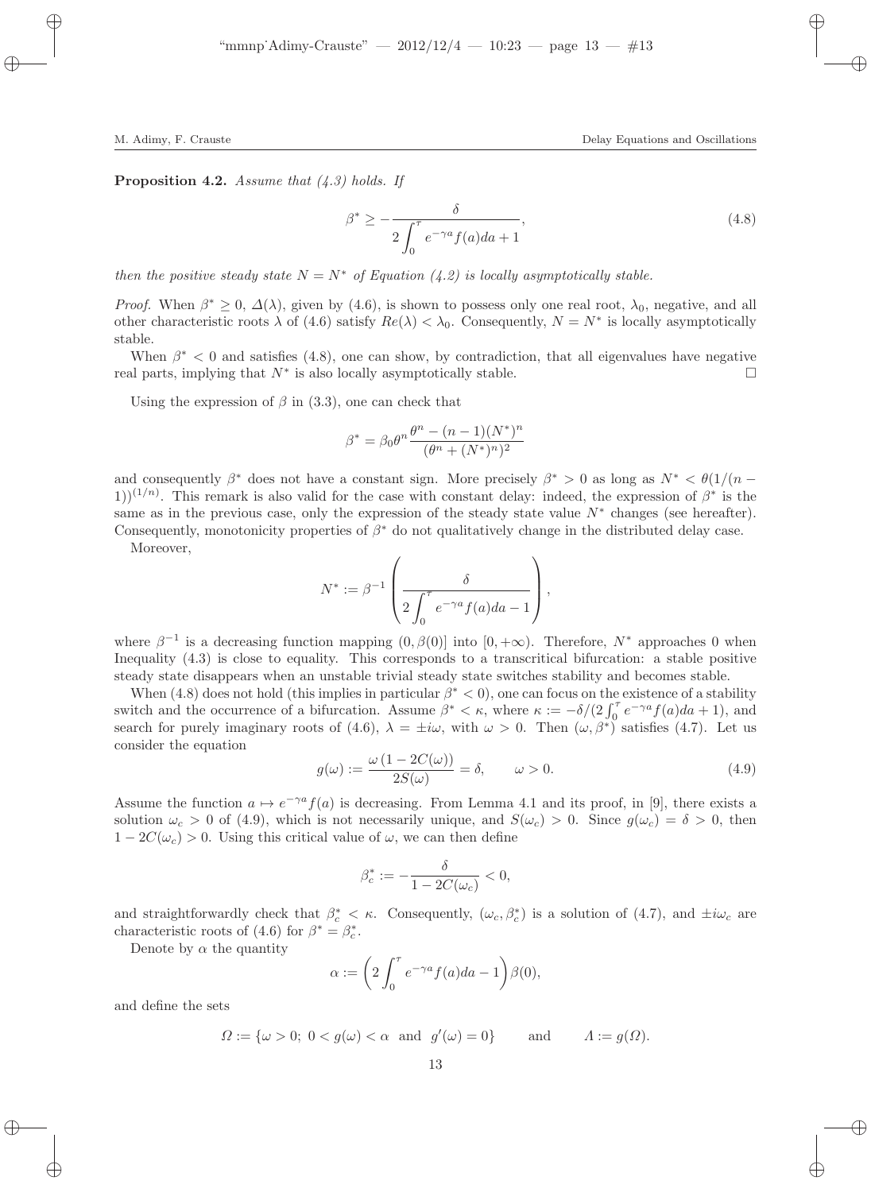**Proposition 4.2.** *Assume that (4.3) holds. If*

$$\beta^* \geq -\frac{\delta}{2\displaystyle\int_0^\tau e^{-\gamma a} f(a)da + 1}, \tag{4.8}$$

*then the positive steady state $N = N^*$ of Equation (4.2) is locally asymptotically stable.*

*Proof.* When $\beta^* \geq 0$, $\Delta(\lambda)$, given by (4.6), is shown to possess only one real root, $\lambda_0$, negative, and all other characteristic roots $\lambda$ of (4.6) satisfy $Re(\lambda) < \lambda_0$. Consequently, $N = N^*$ is locally asymptotically stable.

When $\beta^* < 0$ and satisfies (4.8), one can show, by contradiction, that all eigenvalues have negative real parts, implying that $N^*$ is also locally asymptotically stable. $\square$

Using the expression of $\beta$ in (3.3), one can check that

$$\beta^* = \beta_0 \theta^n \frac{\theta^n - (n-1)(N^*)^n}{(\theta^n + (N^*)^n)^2}$$

and consequently $\beta^*$ does not have a constant sign. More precisely $\beta^* > 0$ as long as $N^* < \theta(1/(n-1))^{(1/n)}$. This remark is also valid for the case with constant delay: indeed, the expression of $\beta^*$ is the same as in the previous case, only the expression of the steady state value $N^*$ changes (see hereafter). Consequently, monotonicity properties of $\beta^*$ do not qualitatively change in the distributed delay case.

Moreover,

$$N^* := \beta^{-1}\left(\frac{\delta}{2\displaystyle\int_0^\tau e^{-\gamma a} f(a)da - 1}\right),$$

where $\beta^{-1}$ is a decreasing function mapping $(0, \beta(0)]$ into $[0, +\infty)$. Therefore, $N^*$ approaches 0 when Inequality (4.3) is close to equality. This corresponds to a transcritical bifurcation: a stable positive steady state disappears when an unstable trivial steady state switches stability and becomes stable.

When (4.8) does not hold (this implies in particular $\beta^* < 0$), one can focus on the existence of a stability switch and the occurrence of a bifurcation. Assume $\beta^* < \kappa$, where $\kappa := -\delta/(2\int_0^\tau e^{-\gamma a} f(a)da + 1)$, and search for purely imaginary roots of (4.6), $\lambda = \pm i\omega$, with $\omega > 0$. Then $(\omega, \beta^*)$ satisfies (4.7). Let us consider the equation

$$g(\omega) := \frac{\omega\,(1 - 2C(\omega))}{2S(\omega)} = \delta, \qquad \omega > 0. \tag{4.9}$$

Assume the function $a \mapsto e^{-\gamma a} f(a)$ is decreasing. From Lemma 4.1 and its proof, in [9], there exists a solution $\omega_c > 0$ of (4.9), which is not necessarily unique, and $S(\omega_c) > 0$. Since $g(\omega_c) = \delta > 0$, then $1 - 2C(\omega_c) > 0$. Using this critical value of $\omega$, we can then define

$$\beta_c^* := -\frac{\delta}{1 - 2C(\omega_c)} < 0,$$

and straightforwardly check that $\beta_c^* < \kappa$. Consequently, $(\omega_c, \beta_c^*)$ is a solution of (4.7), and $\pm i\omega_c$ are characteristic roots of (4.6) for $\beta^* = \beta_c^*$.

Denote by $\alpha$ the quantity

$$\alpha := \left(2\int_0^\tau e^{-\gamma a} f(a)da - 1\right)\beta(0),$$

and define the sets

$$\Omega := \{\omega > 0;\ 0 < g(\omega) < \alpha \ \text{ and } \ g'(\omega) = 0\} \qquad \text{and} \qquad \Lambda := g(\Omega).$$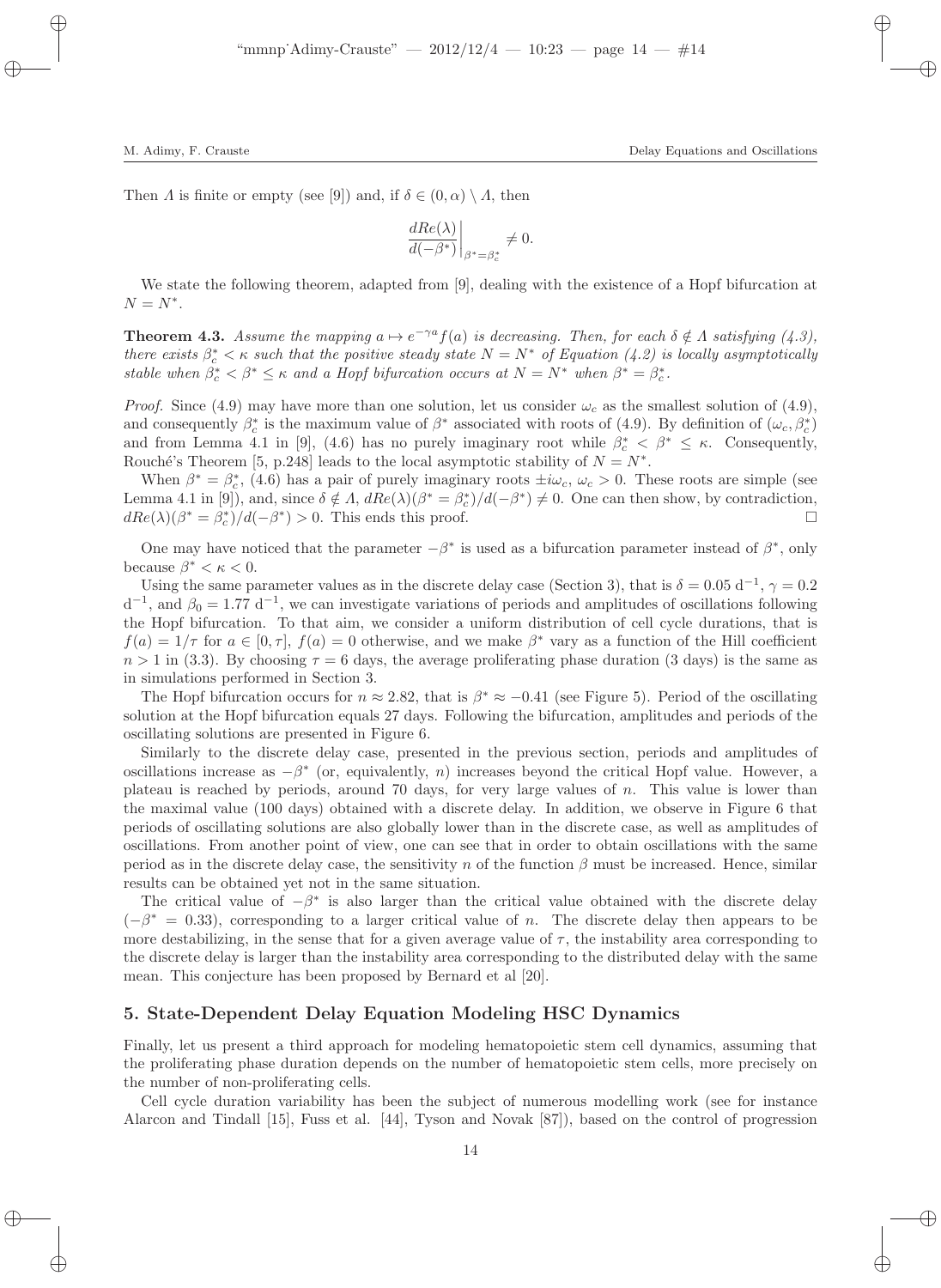Then $\Lambda$ is finite or empty (see [9]) and, if $\delta \in (0, \alpha) \setminus \Lambda$, then

$$\left.\frac{dRe(\lambda)}{d(-\beta^*)}\right|_{\beta^*=\beta^*_c} \neq 0.$$

We state the following theorem, adapted from [9], dealing with the existence of a Hopf bifurcation at $N = N^*$.

**Theorem 4.3.** *Assume the mapping $a \mapsto e^{-\gamma a} f(a)$ is decreasing. Then, for each $\delta \notin \Lambda$ satisfying (4.3), there exists $\beta^*_c < \kappa$ such that the positive steady state $N = N^*$ of Equation (4.2) is locally asymptotically stable when $\beta^*_c < \beta^* \leq \kappa$ and a Hopf bifurcation occurs at $N = N^*$ when $\beta^* = \beta^*_c$.*

*Proof.* Since (4.9) may have more than one solution, let us consider $\omega_c$ as the smallest solution of (4.9), and consequently $\beta^*_c$ is the maximum value of $\beta^*$ associated with roots of (4.9). By definition of $(\omega_c, \beta^*_c)$ and from Lemma 4.1 in [9], (4.6) has no purely imaginary root while $\beta^*_c < \beta^* \leq \kappa$. Consequently, Rouché's Theorem [5, p.248] leads to the local asymptotic stability of $N = N^*$.

When $\beta^* = \beta^*_c$, (4.6) has a pair of purely imaginary roots $\pm i\omega_c$, $\omega_c > 0$. These roots are simple (see Lemma 4.1 in [9]), and, since $\delta \notin \Lambda$, $dRe(\lambda)(\beta^* = \beta^*_c)/d(-\beta^*) \neq 0$. One can then show, by contradiction, $dRe(\lambda)(\beta^* = \beta^*_c)/d(-\beta^*) > 0$. This ends this proof. $\square$

One may have noticed that the parameter $-\beta^*$ is used as a bifurcation parameter instead of $\beta^*$, only because $\beta^* < \kappa < 0$.

Using the same parameter values as in the discrete delay case (Section 3), that is $\delta = 0.05$ d$^{-1}$, $\gamma = 0.2$ d$^{-1}$, and $\beta_0 = 1.77$ d$^{-1}$, we can investigate variations of periods and amplitudes of oscillations following the Hopf bifurcation. To that aim, we consider a uniform distribution of cell cycle durations, that is $f(a) = 1/\tau$ for $a \in [0, \tau]$, $f(a) = 0$ otherwise, and we make $\beta^*$ vary as a function of the Hill coefficient $n > 1$ in (3.3). By choosing $\tau = 6$ days, the average proliferating phase duration (3 days) is the same as in simulations performed in Section 3.

The Hopf bifurcation occurs for $n \approx 2.82$, that is $\beta^* \approx -0.41$ (see Figure 5). Period of the oscillating solution at the Hopf bifurcation equals 27 days. Following the bifurcation, amplitudes and periods of the oscillating solutions are presented in Figure 6.

Similarly to the discrete delay case, presented in the previous section, periods and amplitudes of oscillations increase as $-\beta^*$ (or, equivalently, $n$) increases beyond the critical Hopf value. However, a plateau is reached by periods, around 70 days, for very large values of $n$. This value is lower than the maximal value (100 days) obtained with a discrete delay. In addition, we observe in Figure 6 that periods of oscillating solutions are also globally lower than in the discrete case, as well as amplitudes of oscillations. From another point of view, one can see that in order to obtain oscillations with the same period as in the discrete delay case, the sensitivity $n$ of the function $\beta$ must be increased. Hence, similar results can be obtained yet not in the same situation.

The critical value of $-\beta^*$ is also larger than the critical value obtained with the discrete delay ($-\beta^* = 0.33$), corresponding to a larger critical value of $n$. The discrete delay then appears to be more destabilizing, in the sense that for a given average value of $\tau$, the instability area corresponding to the discrete delay is larger than the instability area corresponding to the distributed delay with the same mean. This conjecture has been proposed by Bernard et al [20].

## 5. State-Dependent Delay Equation Modeling HSC Dynamics

Finally, let us present a third approach for modeling hematopoietic stem cell dynamics, assuming that the proliferating phase duration depends on the number of hematopoietic stem cells, more precisely on the number of non-proliferating cells.

Cell cycle duration variability has been the subject of numerous modelling work (see for instance Alarcon and Tindall [15], Fuss et al. [44], Tyson and Novak [87]), based on the control of progression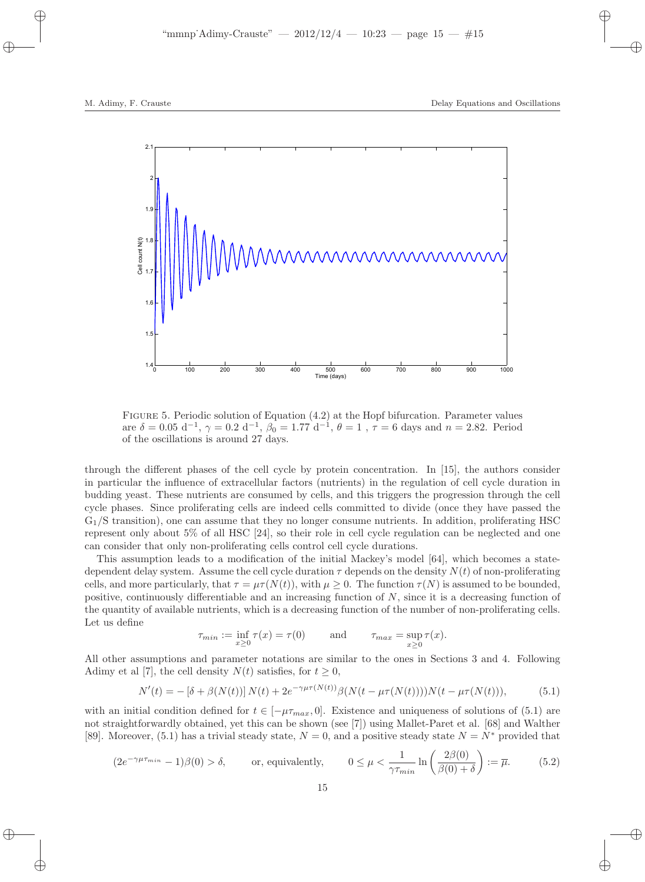FIGURE 5. Periodic solution of Equation (4.2) at the Hopf bifurcation. Parameter values are $\delta = 0.05$ d$^{-1}$, $\gamma = 0.2$ d$^{-1}$, $\beta_0 = 1.77$ d$^{-1}$, $\theta = 1$ , $\tau = 6$ days and $n = 2.82$. Period of the oscillations is around 27 days.

through the different phases of the cell cycle by protein concentration. In [15], the authors consider in particular the influence of extracellular factors (nutrients) in the regulation of cell cycle duration in budding yeast. These nutrients are consumed by cells, and this triggers the progression through the cell cycle phases. Since proliferating cells are indeed cells committed to divide (once they have passed the $G_1$/S transition), one can assume that they no longer consume nutrients. In addition, proliferating HSC represent only about 5% of all HSC [24], so their role in cell cycle regulation can be neglected and one can consider that only non-proliferating cells control cell cycle durations.

This assumption leads to a modification of the initial Mackey's model [64], which becomes a state-dependent delay system. Assume the cell cycle duration $\tau$ depends on the density $N(t)$ of non-proliferating cells, and more particularly, that $\tau = \mu\tau(N(t))$, with $\mu \geq 0$. The function $\tau(N)$ is assumed to be bounded, positive, continuously differentiable and an increasing function of $N$, since it is a decreasing function of the quantity of available nutrients, which is a decreasing function of the number of non-proliferating cells. Let us define

$$\tau_{min} := \inf_{x\geq 0} \tau(x) = \tau(0) \qquad \text{and} \qquad \tau_{max} = \sup_{x\geq 0} \tau(x).$$

All other assumptions and parameter notations are similar to the ones in Sections 3 and 4. Following Adimy et al [7], the cell density $N(t)$ satisfies, for $t \geq 0$,

$$N'(t) = -\left[\delta + \beta(N(t))\right] N(t) + 2e^{-\gamma\mu\tau(N(t))}\beta(N(t-\mu\tau(N(t))))N(t-\mu\tau(N(t))), \tag{5.1}$$

with an initial condition defined for $t \in [-\mu\tau_{max}, 0]$. Existence and uniqueness of solutions of (5.1) are not straightforwardly obtained, yet this can be shown (see [7]) using Mallet-Paret et al. [68] and Walther [89]. Moreover, (5.1) has a trivial steady state, $N = 0$, and a positive steady state $N = N^*$ provided that

$$(2e^{-\gamma\mu\tau_{min}} - 1)\beta(0) > \delta, \qquad \text{or, equivalently,} \qquad 0 \leq \mu < \frac{1}{\gamma\tau_{min}} \ln\left(\frac{2\beta(0)}{\beta(0)+\delta}\right) := \overline{\mu}. \tag{5.2}$$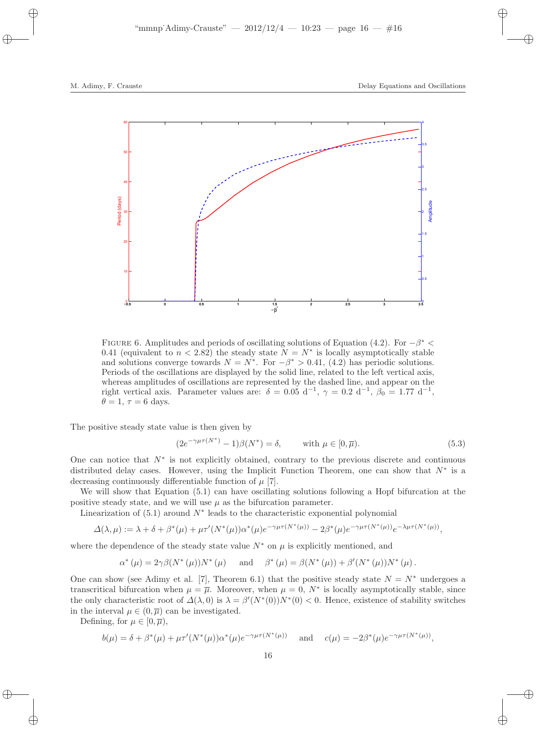Figure 6. Amplitudes and periods of oscillating solutions of Equation (4.2). For $-\beta^* < 0.41$ (equivalent to $n < 2.82$) the steady state $N = N^*$ is locally asymptotically stable and solutions converge towards $N = N^*$. For $-\beta^* > 0.41$, (4.2) has periodic solutions. Periods of the oscillations are displayed by the solid line, related to the left vertical axis, whereas amplitudes of oscillations are represented by the dashed line, and appear on the right vertical axis. Parameter values are: $\delta = 0.05$ d$^{-1}$, $\gamma = 0.2$ d$^{-1}$, $\beta_0 = 1.77$ d$^{-1}$, $\theta = 1$, $\tau = 6$ days.

The positive steady state value is then given by

$$(2e^{-\gamma\mu\tau(N^*)} - 1)\beta(N^*) = \delta, \qquad \text{with } \mu \in [0, \overline{\mu}). \tag{5.3}$$

One can notice that $N^*$ is not explicitly obtained, contrary to the previous discrete and continuous distributed delay cases. However, using the Implicit Function Theorem, one can show that $N^*$ is a decreasing continuously differentiable function of $\mu$ [7].

We will show that Equation (5.1) can have oscillating solutions following a Hopf bifurcation at the positive steady state, and we will use $\mu$ as the bifurcation parameter.

Linearization of (5.1) around $N^*$ leads to the characteristic exponential polynomial

$$\Delta(\lambda, \mu) := \lambda + \delta + \beta^*(\mu) + \mu\tau'(N^*(\mu))\alpha^*(\mu)e^{-\gamma\mu\tau(N^*(\mu))} - 2\beta^*(\mu)e^{-\gamma\mu\tau(N^*(\mu))}e^{-\lambda\mu\tau(N^*(\mu))},$$

where the dependence of the steady state value $N^*$ on $\mu$ is explicitly mentioned, and

$$\alpha^*(\mu) = 2\gamma\beta(N^*(\mu))N^*(\mu) \quad \text{ and } \quad \beta^*(\mu) = \beta(N^*(\mu)) + \beta'(N^*(\mu))N^*(\mu).$$

One can show (see Adimy et al. [7], Theorem 6.1) that the positive steady state $N = N^*$ undergoes a transcritical bifurcation when $\mu = \overline{\mu}$. Moreover, when $\mu = 0$, $N^*$ is locally asymptotically stable, since the only characteristic root of $\Delta(\lambda, 0)$ is $\lambda = \beta'(N^*(0))N^*(0) < 0$. Hence, existence of stability switches in the interval $\mu \in (0, \overline{\mu})$ can be investigated.

Defining, for $\mu \in [0, \overline{\mu})$,

$$b(\mu) = \delta + \beta^*(\mu) + \mu\tau'(N^*(\mu))\alpha^*(\mu)e^{-\gamma\mu\tau(N^*(\mu))} \quad \text{ and } \quad c(\mu) = -2\beta^*(\mu)e^{-\gamma\mu\tau(N^*(\mu))},$$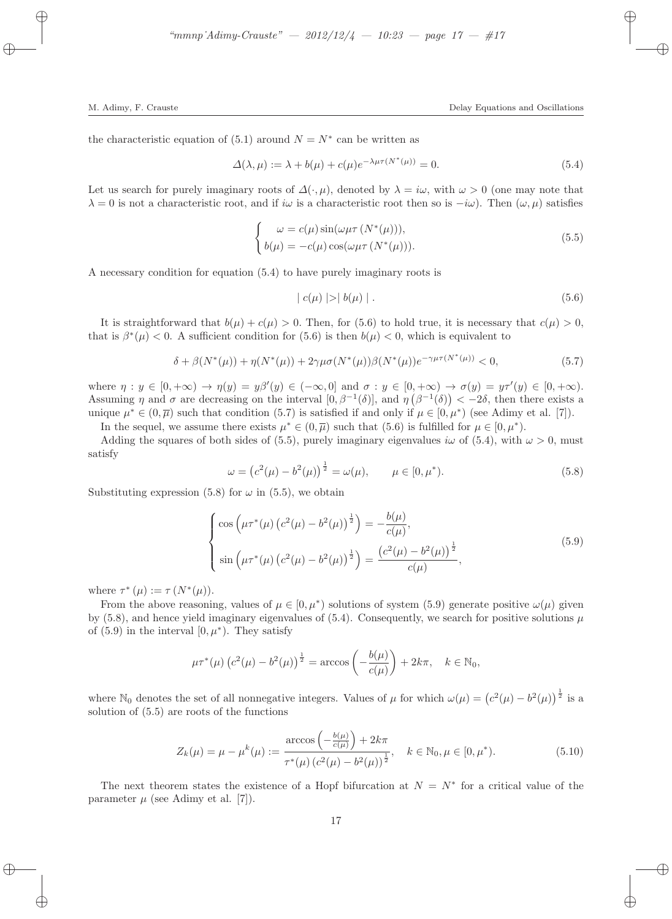the characteristic equation of (5.1) around $N = N^*$ can be written as

$$\Delta(\lambda, \mu) := \lambda + b(\mu) + c(\mu) e^{-\lambda \mu \tau(N^*(\mu))} = 0. \tag{5.4}$$

Let us search for purely imaginary roots of $\Delta(\cdot, \mu)$, denoted by $\lambda = i\omega$, with $\omega > 0$ (one may note that $\lambda = 0$ is not a characteristic root, and if $i\omega$ is a characteristic root then so is $-i\omega$). Then $(\omega, \mu)$ satisfies

$$\begin{cases} \omega = c(\mu) \sin(\omega \mu \tau (N^*(\mu))), \\ b(\mu) = -c(\mu) \cos(\omega \mu \tau (N^*(\mu))). \end{cases} \tag{5.5}$$

A necessary condition for equation (5.4) to have purely imaginary roots is

$$| c(\mu) | > | b(\mu) | . \tag{5.6}$$

It is straightforward that $b(\mu) + c(\mu) > 0$. Then, for (5.6) to hold true, it is necessary that $c(\mu) > 0$, that is $\beta^*(\mu) < 0$. A sufficient condition for (5.6) is then $b(\mu) < 0$, which is equivalent to

$$\delta + \beta(N^*(\mu)) + \eta(N^*(\mu)) + 2\gamma\mu\sigma(N^*(\mu))\beta(N^*(\mu))e^{-\gamma\mu\tau(N^*(\mu))} < 0, \tag{5.7}$$

where $\eta : y \in [0, +\infty) \to \eta(y) = y\beta'(y) \in (-\infty, 0]$ and $\sigma : y \in [0, +\infty) \to \sigma(y) = y\tau'(y) \in [0, +\infty)$. Assuming $\eta$ and $\sigma$ are decreasing on the interval $[0, \beta^{-1}(\delta)]$, and $\eta\left(\beta^{-1}(\delta)\right) < -2\delta$, then there exists a unique $\mu^* \in (0, \overline{\mu})$ such that condition (5.7) is satisfied if and only if $\mu \in [0, \mu^*)$ (see Adimy et al. [7]).

In the sequel, we assume there exists $\mu^* \in (0, \overline{\mu})$ such that (5.6) is fulfilled for $\mu \in [0, \mu^*)$.

Adding the squares of both sides of (5.5), purely imaginary eigenvalues $i\omega$ of (5.4), with $\omega > 0$, must satisfy

$$\omega = \left(c^2(\mu) - b^2(\mu)\right)^{\frac{1}{2}} = \omega(\mu), \qquad \mu \in [0, \mu^*). \tag{5.8}$$

Substituting expression (5.8) for $\omega$ in (5.5), we obtain

$$\begin{cases} \cos\left(\mu\tau^*(\mu)\left(c^2(\mu) - b^2(\mu)\right)^{\frac{1}{2}}\right) = -\dfrac{b(\mu)}{c(\mu)}, \\[2ex] \sin\left(\mu\tau^*(\mu)\left(c^2(\mu) - b^2(\mu)\right)^{\frac{1}{2}}\right) = \dfrac{\left(c^2(\mu) - b^2(\mu)\right)^{\frac{1}{2}}}{c(\mu)}, \end{cases} \tag{5.9}$$

where $\tau^*(\mu) := \tau(N^*(\mu))$.

From the above reasoning, values of $\mu \in [0, \mu^*)$ solutions of system (5.9) generate positive $\omega(\mu)$ given by (5.8), and hence yield imaginary eigenvalues of (5.4). Consequently, we search for positive solutions $\mu$ of (5.9) in the interval $[0, \mu^*)$. They satisfy

$$\mu\tau^*(\mu)\left(c^2(\mu) - b^2(\mu)\right)^{\frac{1}{2}} = \arccos\left(-\frac{b(\mu)}{c(\mu)}\right) + 2k\pi, \quad k \in \mathbb{N}_0,$$

where $\mathbb{N}_0$ denotes the set of all nonnegative integers. Values of $\mu$ for which $\omega(\mu) = \left(c^2(\mu) - b^2(\mu)\right)^{\frac{1}{2}}$ is a solution of (5.5) are roots of the functions

$$Z_k(\mu) = \mu - \mu^k(\mu) := \frac{\arccos\left(-\frac{b(\mu)}{c(\mu)}\right) + 2k\pi}{\tau^*(\mu)\left(c^2(\mu) - b^2(\mu)\right)^{\frac{1}{2}}}, \quad k \in \mathbb{N}_0, \mu \in [0, \mu^*). \tag{5.10}$$

The next theorem states the existence of a Hopf bifurcation at $N = N^*$ for a critical value of the parameter $\mu$ (see Adimy et al. [7]).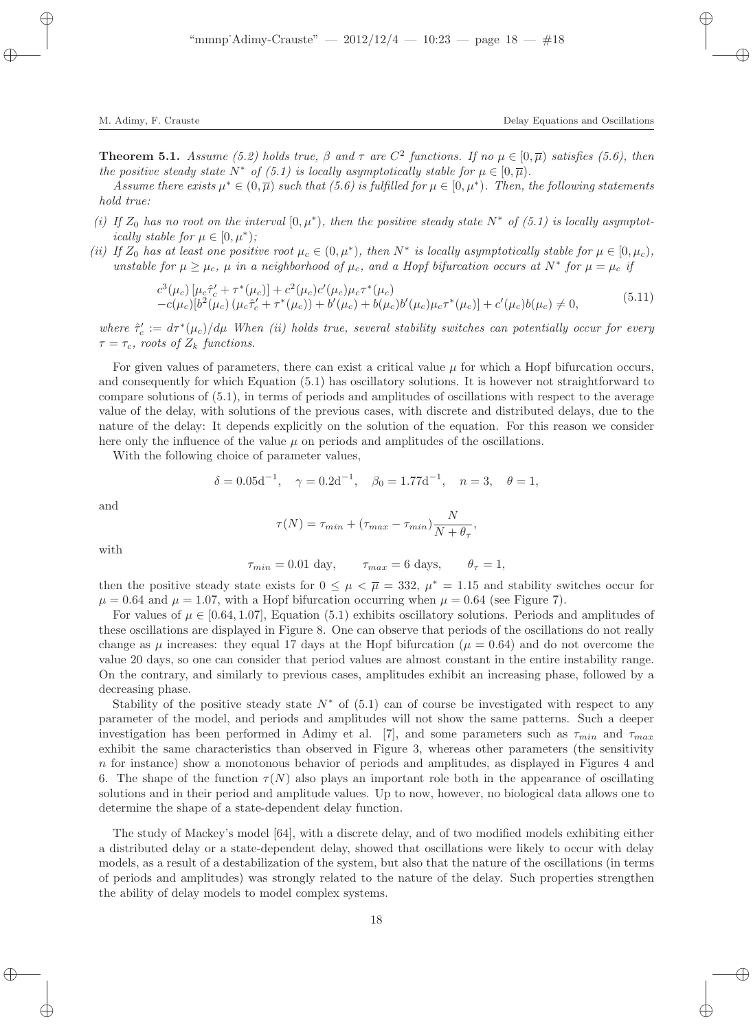**Theorem 5.1.** *Assume (5.2) holds true, $\beta$ and $\tau$ are $C^2$ functions. If no $\mu \in [0, \overline{\mu})$ satisfies (5.6), then the positive steady state $N^*$ of (5.1) is locally asymptotically stable for $\mu \in [0, \overline{\mu})$.*

*Assume there exists $\mu^* \in (0, \overline{\mu})$ such that (5.6) is fulfilled for $\mu \in [0, \mu^*)$. Then, the following statements hold true:*

*(i) If $Z_0$ has no root on the interval $[0, \mu^*)$, then the positive steady state $N^*$ of (5.1) is locally asymptotically stable for $\mu \in [0, \mu^*)$;*

*(ii) If $Z_0$ has at least one positive root $\mu_c \in (0, \mu^*)$, then $N^*$ is locally asymptotically stable for $\mu \in [0, \mu_c)$, unstable for $\mu \geq \mu_c$, $\mu$ in a neighborhood of $\mu_c$, and a Hopf bifurcation occurs at $N^*$ for $\mu = \mu_c$ if*

$$
\begin{aligned}
&c^3(\mu_c)\left[\mu_c \hat{\tau}_c' + \tau^*(\mu_c)\right] + c^2(\mu_c)c'(\mu_c)\mu_c\tau^*(\mu_c) \\
&-c(\mu_c)[b^2(\mu_c)\left(\mu_c\hat{\tau}_c' + \tau^*(\mu_c)\right) + b'(\mu_c) + b(\mu_c)b'(\mu_c)\mu_c\tau^*(\mu_c)] + c'(\mu_c)b(\mu_c) \neq 0,
\end{aligned}
\tag{5.11}
$$

*where $\hat{\tau}_c' := d\tau^*(\mu_c)/d\mu$ When (ii) holds true, several stability switches can potentially occur for every $\tau = \tau_c$, roots of $Z_k$ functions.*

For given values of parameters, there can exist a critical value $\mu$ for which a Hopf bifurcation occurs, and consequently for which Equation (5.1) has oscillatory solutions. It is however not straightforward to compare solutions of (5.1), in terms of periods and amplitudes of oscillations with respect to the average value of the delay, with solutions of the previous cases, with discrete and distributed delays, due to the nature of the delay: It depends explicitly on the solution of the equation. For this reason we consider here only the influence of the value $\mu$ on periods and amplitudes of the oscillations.

With the following choice of parameter values,

$$
\delta = 0.05\mathrm{d}^{-1}, \quad \gamma = 0.2\mathrm{d}^{-1}, \quad \beta_0 = 1.77\mathrm{d}^{-1}, \quad n = 3, \quad \theta = 1,
$$

and

$$
\tau(N) = \tau_{min} + (\tau_{max} - \tau_{min})\frac{N}{N + \theta_\tau},
$$

with

$$
\tau_{min} = 0.01 \text{ day}, \qquad \tau_{max} = 6 \text{ days}, \qquad \theta_\tau = 1,
$$

then the positive steady state exists for $0 \leq \mu < \overline{\mu} = 332$, $\mu^* = 1.15$ and stability switches occur for $\mu = 0.64$ and $\mu = 1.07$, with a Hopf bifurcation occurring when $\mu = 0.64$ (see Figure 7).

For values of $\mu \in [0.64, 1.07]$, Equation (5.1) exhibits oscillatory solutions. Periods and amplitudes of these oscillations are displayed in Figure 8. One can observe that periods of the oscillations do not really change as $\mu$ increases: they equal 17 days at the Hopf bifurcation ($\mu = 0.64$) and do not overcome the value 20 days, so one can consider that period values are almost constant in the entire instability range. On the contrary, and similarly to previous cases, amplitudes exhibit an increasing phase, followed by a decreasing phase.

Stability of the positive steady state $N^*$ of (5.1) can of course be investigated with respect to any parameter of the model, and periods and amplitudes will not show the same patterns. Such a deeper investigation has been performed in Adimy et al. [7], and some parameters such as $\tau_{min}$ and $\tau_{max}$ exhibit the same characteristics than observed in Figure 3, whereas other parameters (the sensitivity $n$ for instance) show a monotonous behavior of periods and amplitudes, as displayed in Figures 4 and 6. The shape of the function $\tau(N)$ also plays an important role both in the appearance of oscillating solutions and in their period and amplitude values. Up to now, however, no biological data allows one to determine the shape of a state-dependent delay function.

The study of Mackey's model [64], with a discrete delay, and of two modified models exhibiting either a distributed delay or a state-dependent delay, showed that oscillations were likely to occur with delay models, as a result of a destabilization of the system, but also that the nature of the oscillations (in terms of periods and amplitudes) was strongly related to the nature of the delay. Such properties strengthen the ability of delay models to model complex systems.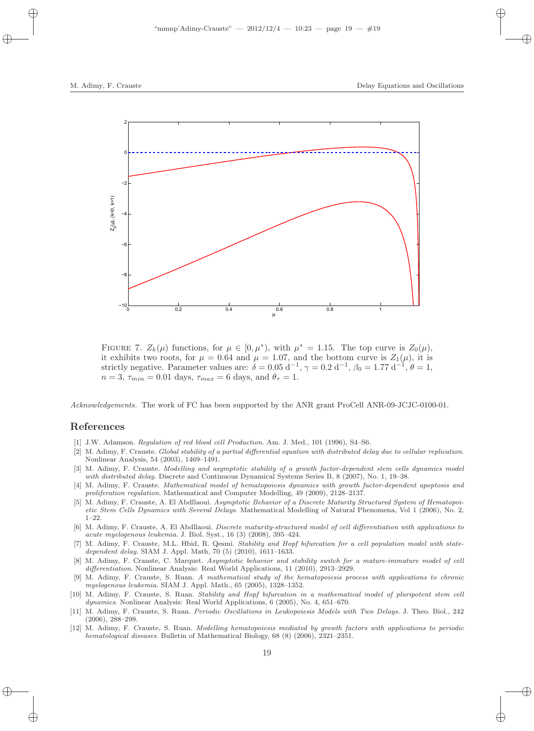FIGURE 7. $Z_k(\mu)$ functions, for $\mu \in [0, \mu^*)$, with $\mu^* = 1.15$. The top curve is $Z_0(\mu)$, it exhibits two roots, for $\mu = 0.64$ and $\mu = 1.07$, and the bottom curve is $Z_1(\mu)$, it is strictly negative. Parameter values are: $\delta = 0.05$ d$^{-1}$, $\gamma = 0.2$ d$^{-1}$, $\beta_0 = 1.77$ d$^{-1}$, $\theta = 1$, $n = 3$, $\tau_{min} = 0.01$ days, $\tau_{max} = 6$ days, and $\theta_\tau = 1$.

*Acknowledgements.* The work of FC has been supported by the ANR grant ProCell ANR-09-JCJC-0100-01.

## References

[1] J.W. Adamson. *Regulation of red blood cell Production*. Am. J. Med., 101 (1996), S4–S6.

[2] M. Adimy, F. Crauste. *Global stability of a partial differential equation with distributed delay due to cellular replication*. Nonlinear Analysis, 54 (2003), 1469–1491.

[3] M. Adimy, F. Crauste. *Modelling and asymptotic stability of a growth factor-dependent stem cells dynamics model with distributed delay*. Discrete and Continuous Dynamical Systems Series B, 8 (2007), No. 1, 19–38.

[4] M. Adimy, F. Crauste. *Mathematical model of hematopoiesis dynamics with growth factor-dependent apoptosis and proliferation regulation*. Mathematical and Computer Modelling, 49 (2009), 2128–2137.

[5] M. Adimy, F. Crauste, A. El Abdllaoui. *Asymptotic Behavior of a Discrete Maturity Structured System of Hematopoietic Stem Cells Dynamics with Several Delays*. Mathematical Modelling of Natural Phenomena, Vol 1 (2006), No. 2, 1–22.

[6] M. Adimy, F. Crauste, A. El Abdllaoui. *Discrete maturity-structured model of cell differentiation with applications to acute myelogenous leukemia*. J. Biol. Syst., 16 (3) (2008), 395–424.

[7] M. Adimy, F. Crauste, M.L. Hbid, R. Qesmi. *Stability and Hopf bifurcation for a cell population model with state-dependent delay*. SIAM J. Appl. Math, 70 (5) (2010), 1611–1633.

[8] M. Adimy, F. Crauste, C. Marquet. *Asymptotic behavior and stability switch for a mature-immature model of cell differentiation*. Nonlinear Analysis: Real World Applications, 11 (2010), 2913–2929.

[9] M. Adimy, F. Crauste, S. Ruan. *A mathematical study of the hematopoiesis process with applications to chronic myelogenous leukemia*. SIAM J. Appl. Math., 65 (2005), 1328–1352.

[10] M. Adimy, F. Crauste, S. Ruan. *Stability and Hopf bifurcation in a mathematical model of pluripotent stem cell dynamics*. Nonlinear Analysis: Real World Applications, 6 (2005), No. 4, 651–670.

[11] M. Adimy, F. Crauste, S. Ruan. *Periodic Oscillations in Leukopoiesis Models with Two Delays*. J. Theo. Biol., 242 (2006), 288–299.

[12] M. Adimy, F. Crauste, S. Ruan. *Modelling hematopoiesis mediated by growth factors with applications to periodic hematological diseases*. Bulletin of Mathematical Biology, 68 (8) (2006), 2321–2351.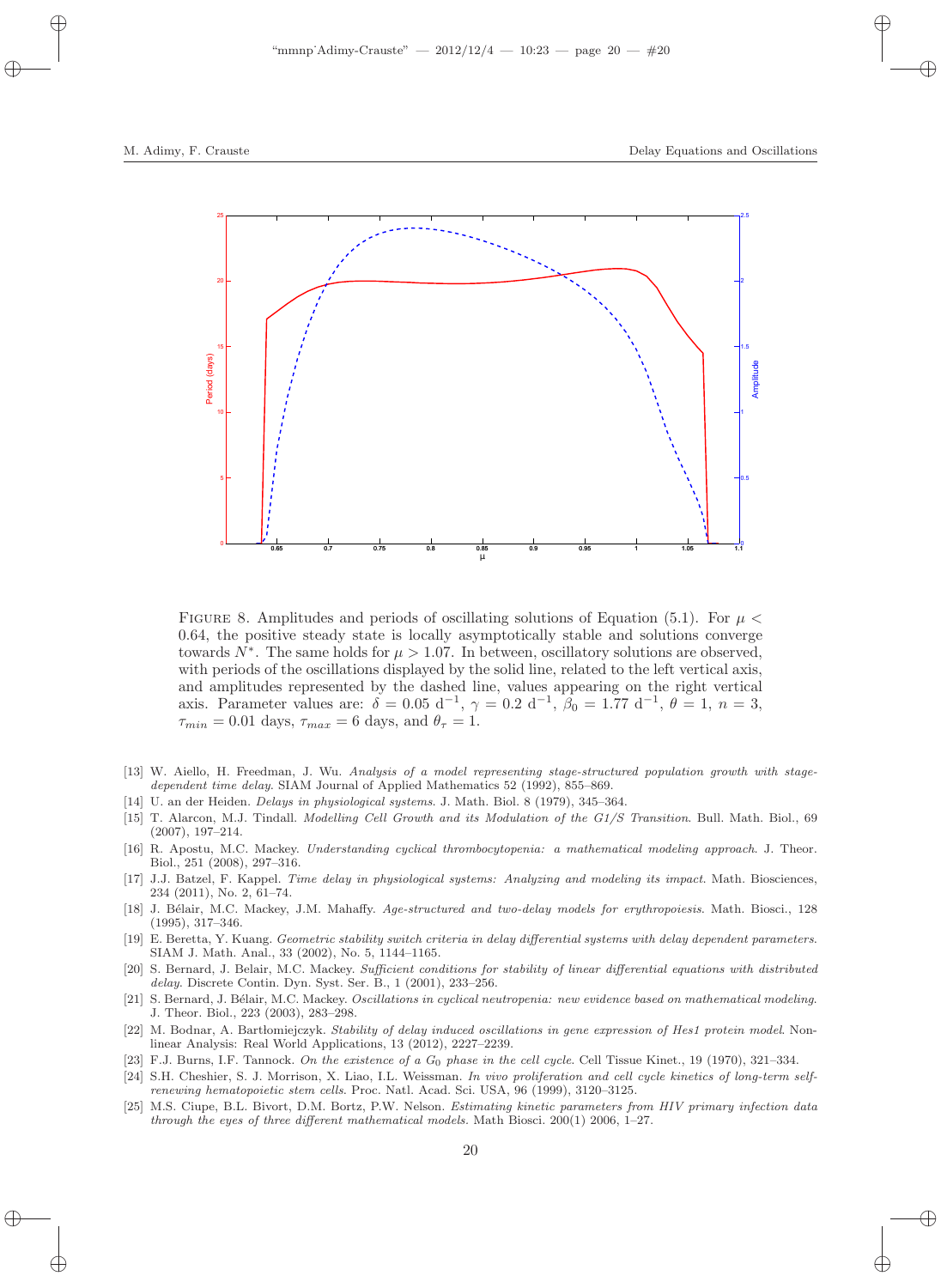FIGURE 8. Amplitudes and periods of oscillating solutions of Equation (5.1). For $\mu < 0.64$, the positive steady state is locally asymptotically stable and solutions converge towards $N^*$. The same holds for $\mu > 1.07$. In between, oscillatory solutions are observed, with periods of the oscillations displayed by the solid line, related to the left vertical axis, and amplitudes represented by the dashed line, values appearing on the right vertical axis. Parameter values are: $\delta = 0.05$ d$^{-1}$, $\gamma = 0.2$ d$^{-1}$, $\beta_0 = 1.77$ d$^{-1}$, $\theta = 1$, $n = 3$, $\tau_{min} = 0.01$ days, $\tau_{max} = 6$ days, and $\theta_\tau = 1$.

[13] W. Aiello, H. Freedman, J. Wu. *Analysis of a model representing stage-structured population growth with stage-dependent time delay*. SIAM Journal of Applied Mathematics 52 (1992), 855–869.

[14] U. an der Heiden. *Delays in physiological systems*. J. Math. Biol. 8 (1979), 345–364.

[15] T. Alarcon, M.J. Tindall. *Modelling Cell Growth and its Modulation of the G1/S Transition*. Bull. Math. Biol., 69 (2007), 197–214.

[16] R. Apostu, M.C. Mackey. *Understanding cyclical thrombocytopenia: a mathematical modeling approach*. J. Theor. Biol., 251 (2008), 297–316.

[17] J.J. Batzel, F. Kappel. *Time delay in physiological systems: Analyzing and modeling its impact*. Math. Biosciences, 234 (2011), No. 2, 61–74.

[18] J. Bélair, M.C. Mackey, J.M. Mahaffy. *Age-structured and two-delay models for erythropoiesis*. Math. Biosci., 128 (1995), 317–346.

[19] E. Beretta, Y. Kuang. *Geometric stability switch criteria in delay differential systems with delay dependent parameters*. SIAM J. Math. Anal., 33 (2002), No. 5, 1144–1165.

[20] S. Bernard, J. Belair, M.C. Mackey. *Sufficient conditions for stability of linear differential equations with distributed delay*. Discrete Contin. Dyn. Syst. Ser. B., 1 (2001), 233–256.

[21] S. Bernard, J. Bélair, M.C. Mackey. *Oscillations in cyclical neutropenia: new evidence based on mathematical modeling*. J. Theor. Biol., 223 (2003), 283–298.

[22] M. Bodnar, A. Bartłomiejczyk. *Stability of delay induced oscillations in gene expression of Hes1 protein model*. Nonlinear Analysis: Real World Applications, 13 (2012), 2227–2239.

[23] F.J. Burns, I.F. Tannock. *On the existence of a $G_0$ phase in the cell cycle*. Cell Tissue Kinet., 19 (1970), 321–334.

[24] S.H. Cheshier, S. J. Morrison, X. Liao, I.L. Weissman. *In vivo proliferation and cell cycle kinetics of long-term self-renewing hematopoietic stem cells*. Proc. Natl. Acad. Sci. USA, 96 (1999), 3120–3125.

[25] M.S. Ciupe, B.L. Bivort, D.M. Bortz, P.W. Nelson. *Estimating kinetic parameters from HIV primary infection data through the eyes of three different mathematical models*. Math Biosci. 200(1) 2006, 1–27.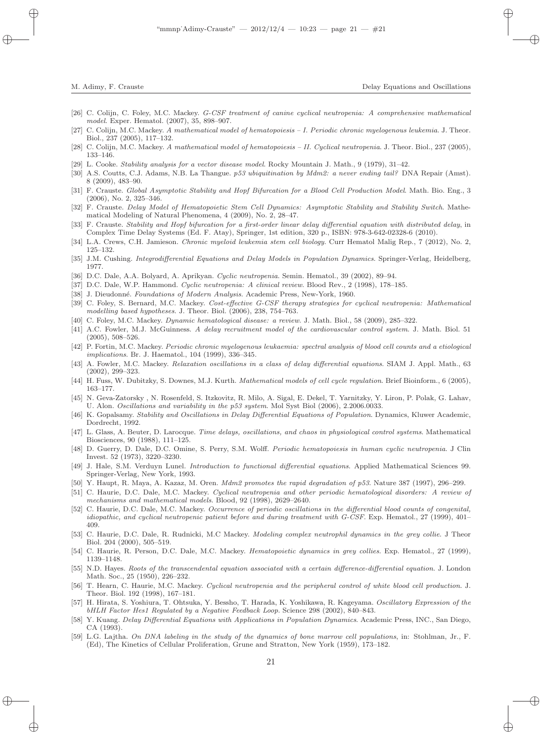[26] C. Colijn, C. Foley, M.C. Mackey. *G-CSF treatment of canine cyclical neutropenia: A comprehensive mathematical model*. Exper. Hematol. (2007), 35, 898–907.

[27] C. Colijn, M.C. Mackey. *A mathematical model of hematopoiesis – I. Periodic chronic myelogenous leukemia*. J. Theor. Biol., 237 (2005), 117–132.

[28] C. Colijn, M.C. Mackey. *A mathematical model of hematopoiesis – II. Cyclical neutropenia*. J. Theor. Biol., 237 (2005), 133–146.

[29] L. Cooke. *Stability analysis for a vector disease model*. Rocky Mountain J. Math., 9 (1979), 31–42.

[30] A.S. Coutts, C.J. Adams, N.B. La Thangue. *p53 ubiquitination by Mdm2: a never ending tail?* DNA Repair (Amst). 8 (2009), 483–90.

[31] F. Crauste. *Global Asymptotic Stability and Hopf Bifurcation for a Blood Cell Production Model*. Math. Bio. Eng., 3 (2006), No. 2, 325–346.

[32] F. Crauste. *Delay Model of Hematopoietic Stem Cell Dynamics: Asymptotic Stability and Stability Switch*. Mathematical Modeling of Natural Phenomena, 4 (2009), No. 2, 28–47.

[33] F. Crauste. *Stability and Hopf bifurcation for a first-order linear delay differential equation with distributed delay*, in Complex Time Delay Systems (Ed. F. Atay), Springer, 1st edition, 320 p., ISBN: 978-3-642-02328-6 (2010).

[34] L.A. Crews, C.H. Jamieson. *Chronic myeloid leukemia stem cell biology*. Curr Hematol Malig Rep., 7 (2012), No. 2, 125–132.

[35] J.M. Cushing. *Integrodifferential Equations and Delay Models in Population Dynamics*. Springer-Verlag, Heidelberg, 1977.

[36] D.C. Dale, A.A. Bolyard, A. Aprikyan. *Cyclic neutropenia*. Semin. Hematol., 39 (2002), 89–94.

[37] D.C. Dale, W.P. Hammond. *Cyclic neutropenia: A clinical review*. Blood Rev., 2 (1998), 178–185.

[38] J. Dieudonné. *Foundations of Modern Analysis*. Academic Press, New-York, 1960.

[39] C. Foley, S. Bernard, M.C. Mackey. *Cost-effective G-CSF therapy strategies for cyclical neutropenia: Mathematical modelling based hypotheses*. J. Theor. Biol. (2006), 238, 754–763.

[40] C. Foley, M.C. Mackey. *Dynamic hematological disease: a review*. J. Math. Biol., 58 (2009), 285–322.

[41] A.C. Fowler, M.J. McGuinness. *A delay recruitment model of the cardiovascular control system*. J. Math. Biol. 51 (2005), 508–526.

[42] P. Fortin, M.C. Mackey. *Periodic chronic myelogenous leukaemia: spectral analysis of blood cell counts and a etiological implications*. Br. J. Haematol., 104 (1999), 336–345.

[43] A. Fowler, M.C. Mackey. *Relaxation oscillations in a class of delay differential equations*. SIAM J. Appl. Math., 63 (2002), 299–323.

[44] H. Fuss, W. Dubitzky, S. Downes, M.J. Kurth. *Mathematical models of cell cycle regulation*. Brief Bioinform., 6 (2005), 163–177.

[45] N. Geva-Zatorsky , N. Rosenfeld, S. Itzkovitz, R. Milo, A. Sigal, E. Dekel, T. Yarnitzky, Y. Liron, P. Polak, G. Lahav, U. Alon. *Oscillations and variability in the p53 system*. Mol Syst Biol (2006), 2.2006.0033.

[46] K. Gopalsamy. *Stability and Oscillations in Delay Differential Equations of Population*. Dynamics, Kluwer Academic, Dordrecht, 1992.

[47] L. Glass, A. Beuter, D. Larocque. *Time delays, oscillations, and chaos in physiological control systems*. Mathematical Biosciences, 90 (1988), 111–125.

[48] D. Guerry, D. Dale, D.C. Omine, S. Perry, S.M. Wolff. *Periodic hematopoiesis in human cyclic neutropenia*. J Clin Invest. 52 (1973), 3220–3230.

[49] J. Hale, S.M. Verduyn Lunel. *Introduction to functional differential equations*. Applied Mathematical Sciences 99. Springer-Verlag, New York, 1993.

[50] Y. Haupt, R. Maya, A. Kazaz, M. Oren. *Mdm2 promotes the rapid degradation of p53*. Nature 387 (1997), 296–299.

[51] C. Haurie, D.C. Dale, M.C. Mackey. *Cyclical neutropenia and other periodic hematological disorders: A review of mechanisms and mathematical models*. Blood, 92 (1998), 2629–2640.

[52] C. Haurie, D.C. Dale, M.C. Mackey. *Occurrence of periodic oscillations in the differential blood counts of congenital, idiopathic, and cyclical neutropenic patient before and during treatment with G-CSF*. Exp. Hematol., 27 (1999), 401–409.

[53] C. Haurie, D.C. Dale, R. Rudnicki, M.C Mackey. *Modeling complex neutrophil dynamics in the grey collie*. J Theor Biol. 204 (2000), 505–519.

[54] C. Haurie, R. Person, D.C. Dale, M.C. Mackey. *Hematopoietic dynamics in grey collies*. Exp. Hematol., 27 (1999), 1139–1148.

[55] N.D. Hayes. *Roots of the transcendental equation associated with a certain difference-differential equation*. J. London Math. Soc., 25 (1950), 226–232.

[56] T. Hearn, C. Haurie, M.C. Mackey. *Cyclical neutropenia and the peripheral control of white blood cell production*. J. Theor. Biol. 192 (1998), 167–181.

[57] H. Hirata, S. Yoshiura, T. Ohtsuka, Y. Bessho, T. Harada, K. Yoshikawa, R. Kageyama. *Oscillatory Expression of the bHLH Factor Hes1 Regulated by a Negative Feedback Loop*. Science 298 (2002), 840–843.

[58] Y. Kuang. *Delay Differential Equations with Applications in Population Dynamics*. Academic Press, INC., San Diego, CA (1993).

[59] L.G. Lajtha. *On DNA labeling in the study of the dynamics of bone marrow cell populations*, in: Stohlman, Jr., F. (Ed), The Kinetics of Cellular Proliferation, Grune and Stratton, New York (1959), 173–182.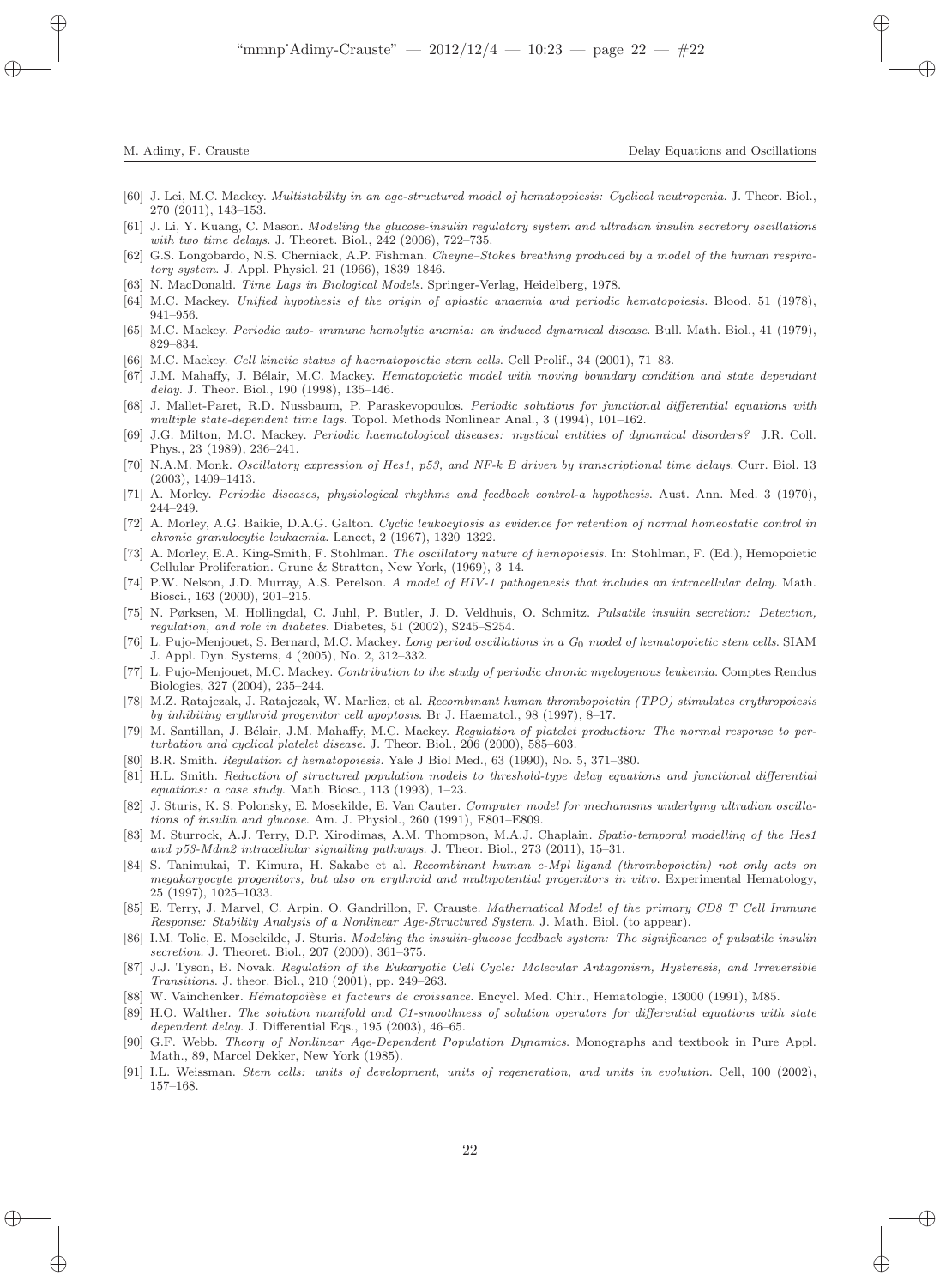[60] J. Lei, M.C. Mackey. *Multistability in an age-structured model of hematopoiesis: Cyclical neutropenia*. J. Theor. Biol., 270 (2011), 143–153.

[61] J. Li, Y. Kuang, C. Mason. *Modeling the glucose-insulin regulatory system and ultradian insulin secretory oscillations with two time delays*. J. Theoret. Biol., 242 (2006), 722–735.

[62] G.S. Longobardo, N.S. Cherniack, A.P. Fishman. *Cheyne–Stokes breathing produced by a model of the human respiratory system*. J. Appl. Physiol. 21 (1966), 1839–1846.

[63] N. MacDonald. *Time Lags in Biological Models*. Springer-Verlag, Heidelberg, 1978.

[64] M.C. Mackey. *Unified hypothesis of the origin of aplastic anaemia and periodic hematopoiesis*. Blood, 51 (1978), 941–956.

[65] M.C. Mackey. *Periodic auto- immune hemolytic anemia: an induced dynamical disease*. Bull. Math. Biol., 41 (1979), 829–834.

[66] M.C. Mackey. *Cell kinetic status of haematopoietic stem cells*. Cell Prolif., 34 (2001), 71–83.

[67] J.M. Mahaffy, J. Bélair, M.C. Mackey. *Hematopoietic model with moving boundary condition and state dependant delay*. J. Theor. Biol., 190 (1998), 135–146.

[68] J. Mallet-Paret, R.D. Nussbaum, P. Paraskevopoulos. *Periodic solutions for functional differential equations with multiple state-dependent time lags*. Topol. Methods Nonlinear Anal., 3 (1994), 101–162.

[69] J.G. Milton, M.C. Mackey. *Periodic haematological diseases: mystical entities of dynamical disorders?* J.R. Coll. Phys., 23 (1989), 236–241.

[70] N.A.M. Monk. *Oscillatory expression of Hes1, p53, and NF-k B driven by transcriptional time delays*. Curr. Biol. 13 (2003), 1409–1413.

[71] A. Morley. *Periodic diseases, physiological rhythms and feedback control-a hypothesis*. Aust. Ann. Med. 3 (1970), 244–249.

[72] A. Morley, A.G. Baikie, D.A.G. Galton. *Cyclic leukocytosis as evidence for retention of normal homeostatic control in chronic granulocytic leukaemia*. Lancet, 2 (1967), 1320–1322.

[73] A. Morley, E.A. King-Smith, F. Stohlman. *The oscillatory nature of hemopoiesis.* In: Stohlman, F. (Ed.), Hemopoietic Cellular Proliferation. Grune & Stratton, New York, (1969), 3–14.

[74] P.W. Nelson, J.D. Murray, A.S. Perelson. *A model of HIV-1 pathogenesis that includes an intracellular delay*. Math. Biosci., 163 (2000), 201–215.

[75] N. Pørksen, M. Hollingdal, C. Juhl, P. Butler, J. D. Veldhuis, O. Schmitz. *Pulsatile insulin secretion: Detection, regulation, and role in diabetes*. Diabetes, 51 (2002), S245–S254.

[76] L. Pujo-Menjouet, S. Bernard, M.C. Mackey. *Long period oscillations in a $G_0$ model of hematopoietic stem cells*. SIAM J. Appl. Dyn. Systems, 4 (2005), No. 2, 312–332.

[77] L. Pujo-Menjouet, M.C. Mackey. *Contribution to the study of periodic chronic myelogenous leukemia*. Comptes Rendus Biologies, 327 (2004), 235–244.

[78] M.Z. Ratajczak, J. Ratajczak, W. Marlicz, et al. *Recombinant human thrombopoietin (TPO) stimulates erythropoiesis by inhibiting erythroid progenitor cell apoptosis*. Br J. Haematol., 98 (1997), 8–17.

[79] M. Santillan, J. Bélair, J.M. Mahaffy, M.C. Mackey. *Regulation of platelet production: The normal response to perturbation and cyclical platelet disease*. J. Theor. Biol., 206 (2000), 585–603.

[80] B.R. Smith. *Regulation of hematopoiesis*. Yale J Biol Med., 63 (1990), No. 5, 371–380.

[81] H.L. Smith. *Reduction of structured population models to threshold-type delay equations and functional differential equations: a case study*. Math. Biosc., 113 (1993), 1–23.

[82] J. Sturis, K. S. Polonsky, E. Mosekilde, E. Van Cauter. *Computer model for mechanisms underlying ultradian oscillations of insulin and glucose*. Am. J. Physiol., 260 (1991), E801–E809.

[83] M. Sturrock, A.J. Terry, D.P. Xirodimas, A.M. Thompson, M.A.J. Chaplain. *Spatio-temporal modelling of the Hes1 and p53-Mdm2 intracellular signalling pathways*. J. Theor. Biol., 273 (2011), 15–31.

[84] S. Tanimukai, T. Kimura, H. Sakabe et al. *Recombinant human c-Mpl ligand (thrombopoietin) not only acts on megakaryocyte progenitors, but also on erythroid and multipotential progenitors in vitro*. Experimental Hematology, 25 (1997), 1025–1033.

[85] E. Terry, J. Marvel, C. Arpin, O. Gandrillon, F. Crauste. *Mathematical Model of the primary CD8 T Cell Immune Response: Stability Analysis of a Nonlinear Age-Structured System*. J. Math. Biol. (to appear).

[86] I.M. Tolic, E. Mosekilde, J. Sturis. *Modeling the insulin-glucose feedback system: The significance of pulsatile insulin secretion*. J. Theoret. Biol., 207 (2000), 361–375.

[87] J.J. Tyson, B. Novak. *Regulation of the Eukaryotic Cell Cycle: Molecular Antagonism, Hysteresis, and Irreversible Transitions*. J. theor. Biol., 210 (2001), pp. 249–263.

[88] W. Vainchenker. *Hématopoïèse et facteurs de croissance*. Encycl. Med. Chir., Hematologie, 13000 (1991), M85.

[89] H.O. Walther. *The solution manifold and C1-smoothness of solution operators for differential equations with state dependent delay*. J. Differential Eqs., 195 (2003), 46–65.

[90] G.F. Webb. *Theory of Nonlinear Age-Dependent Population Dynamics*. Monographs and textbook in Pure Appl. Math., 89, Marcel Dekker, New York (1985).

[91] I.L. Weissman. *Stem cells: units of development, units of regeneration, and units in evolution*. Cell, 100 (2002), 157–168.